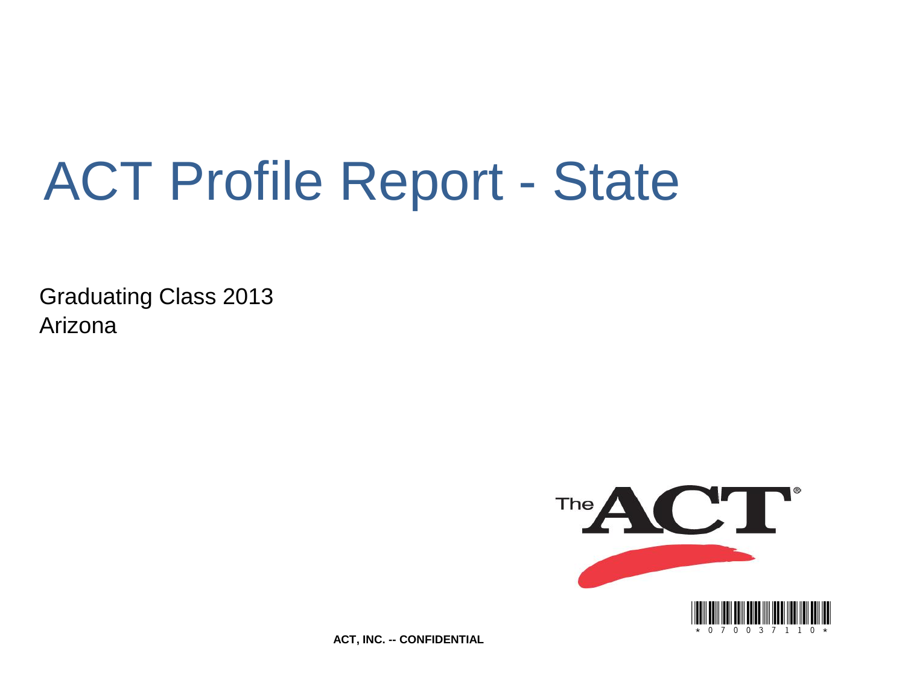# ACT Profile Report - State

Graduating Class 2013
Arizona

ACT, INC. -- CONFIDENTIAL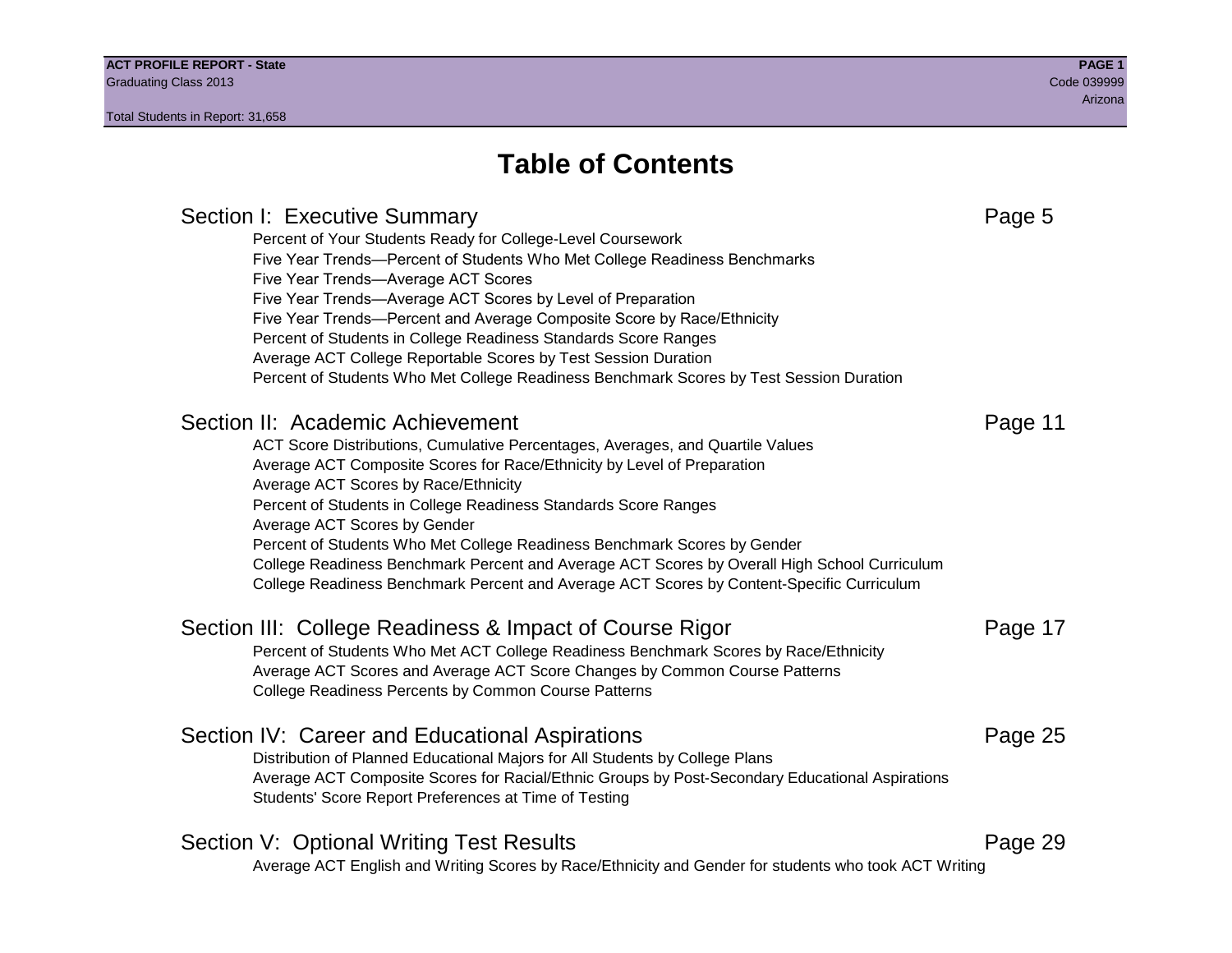# Table of Contents

## Section I: Executive Summary — Page 5

- Percent of Your Students Ready for College-Level Coursework
- Five Year Trends—Percent of Students Who Met College Readiness Benchmarks
- Five Year Trends—Average ACT Scores
- Five Year Trends—Average ACT Scores by Level of Preparation
- Five Year Trends—Percent and Average Composite Score by Race/Ethnicity
- Percent of Students in College Readiness Standards Score Ranges
- Average ACT College Reportable Scores by Test Session Duration
- Percent of Students Who Met College Readiness Benchmark Scores by Test Session Duration

## Section II: Academic Achievement — Page 11

- ACT Score Distributions, Cumulative Percentages, Averages, and Quartile Values
- Average ACT Composite Scores for Race/Ethnicity by Level of Preparation
- Average ACT Scores by Race/Ethnicity
- Percent of Students in College Readiness Standards Score Ranges
- Average ACT Scores by Gender
- Percent of Students Who Met College Readiness Benchmark Scores by Gender
- College Readiness Benchmark Percent and Average ACT Scores by Overall High School Curriculum
- College Readiness Benchmark Percent and Average ACT Scores by Content-Specific Curriculum

## Section III: College Readiness & Impact of Course Rigor — Page 17

- Percent of Students Who Met ACT College Readiness Benchmark Scores by Race/Ethnicity
- Average ACT Scores and Average ACT Score Changes by Common Course Patterns
- College Readiness Percents by Common Course Patterns

## Section IV: Career and Educational Aspirations — Page 25

- Distribution of Planned Educational Majors for All Students by College Plans
- Average ACT Composite Scores for Racial/Ethnic Groups by Post-Secondary Educational Aspirations
- Students' Score Report Preferences at Time of Testing

## Section V: Optional Writing Test Results — Page 29

- Average ACT English and Writing Scores by Race/Ethnicity and Gender for students who took ACT Writing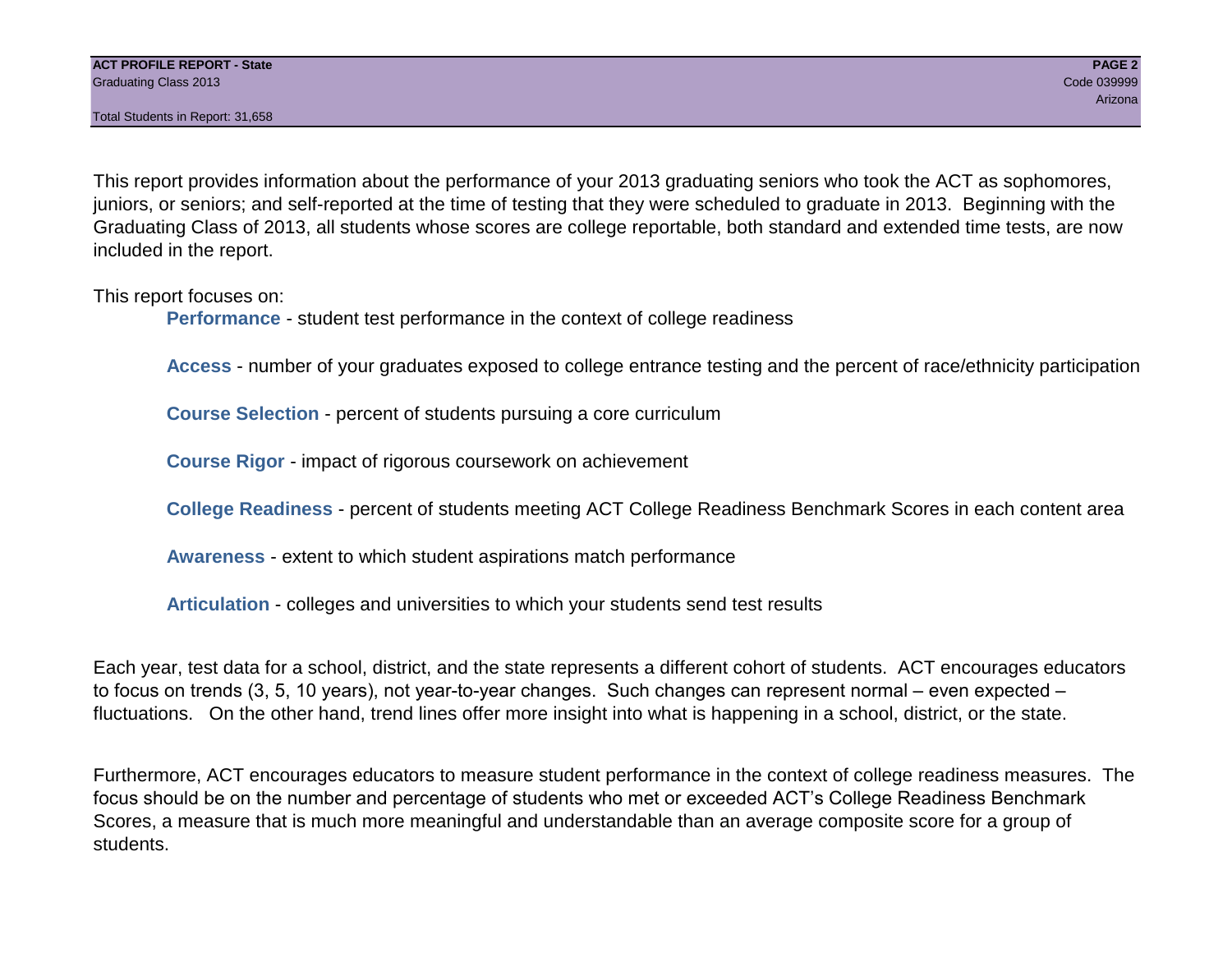This report provides information about the performance of your 2013 graduating seniors who took the ACT as sophomores, juniors, or seniors; and self-reported at the time of testing that they were scheduled to graduate in 2013. Beginning with the Graduating Class of 2013, all students whose scores are college reportable, both standard and extended time tests, are now included in the report.

This report focuses on:

- **Performance** - student test performance in the context of college readiness
- **Access** - number of your graduates exposed to college entrance testing and the percent of race/ethnicity participation
- **Course Selection** - percent of students pursuing a core curriculum
- **Course Rigor** - impact of rigorous coursework on achievement
- **College Readiness** - percent of students meeting ACT College Readiness Benchmark Scores in each content area
- **Awareness** - extent to which student aspirations match performance
- **Articulation** - colleges and universities to which your students send test results

Each year, test data for a school, district, and the state represents a different cohort of students. ACT encourages educators to focus on trends (3, 5, 10 years), not year-to-year changes. Such changes can represent normal – even expected – fluctuations. On the other hand, trend lines offer more insight into what is happening in a school, district, or the state.

Furthermore, ACT encourages educators to measure student performance in the context of college readiness measures. The focus should be on the number and percentage of students who met or exceeded ACT's College Readiness Benchmark Scores, a measure that is much more meaningful and understandable than an average composite score for a group of students.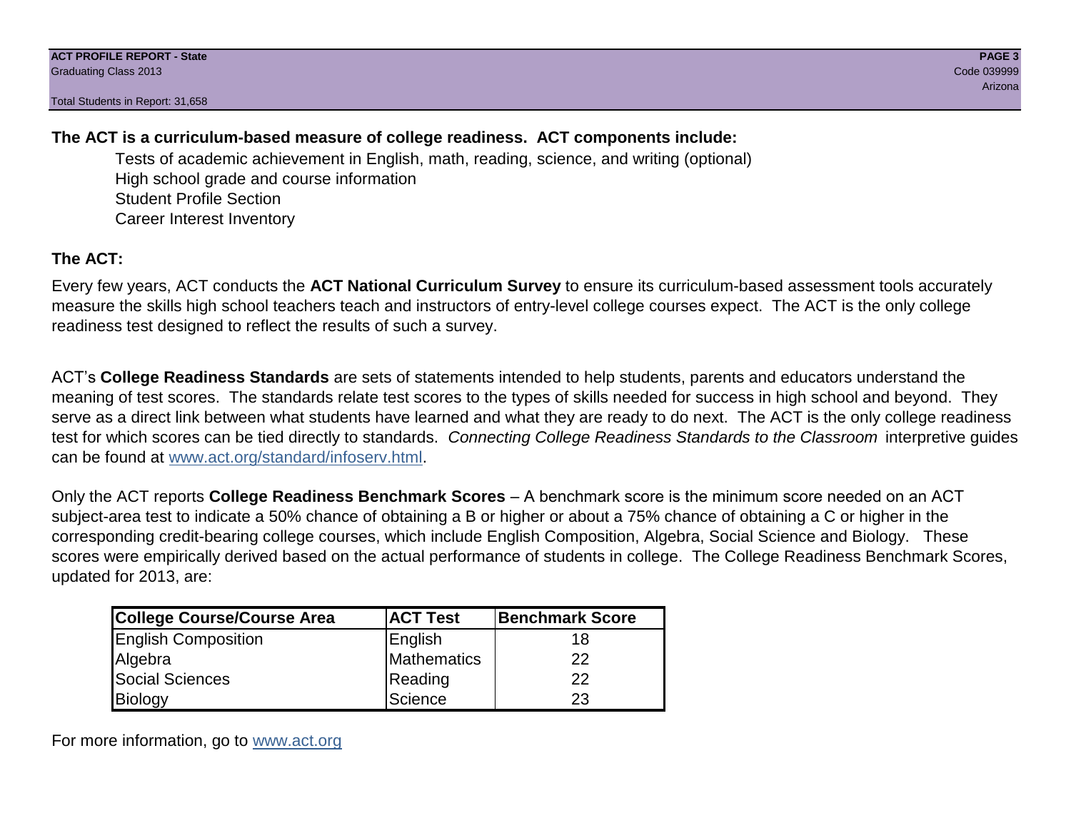**The ACT is a curriculum-based measure of college readiness. ACT components include:**

Tests of academic achievement in English, math, reading, science, and writing (optional)
High school grade and course information
Student Profile Section
Career Interest Inventory

**The ACT:**

Every few years, ACT conducts the **ACT National Curriculum Survey** to ensure its curriculum-based assessment tools accurately measure the skills high school teachers teach and instructors of entry-level college courses expect. The ACT is the only college readiness test designed to reflect the results of such a survey.

ACT's **College Readiness Standards** are sets of statements intended to help students, parents and educators understand the meaning of test scores. The standards relate test scores to the types of skills needed for success in high school and beyond. They serve as a direct link between what students have learned and what they are ready to do next. The ACT is the only college readiness test for which scores can be tied directly to standards. *Connecting College Readiness Standards to the Classroom* interpretive guides can be found at [www.act.org/standard/infoserv.html](http://www.act.org/standard/infoserv.html).

Only the ACT reports **College Readiness Benchmark Scores** – A benchmark score is the minimum score needed on an ACT subject-area test to indicate a 50% chance of obtaining a B or higher or about a 75% chance of obtaining a C or higher in the corresponding credit-bearing college courses, which include English Composition, Algebra, Social Science and Biology. These scores were empirically derived based on the actual performance of students in college. The College Readiness Benchmark Scores, updated for 2013, are:

| College Course/Course Area | ACT Test | Benchmark Score |
|---|---|---|
| English Composition | English | 18 |
| Algebra | Mathematics | 22 |
| Social Sciences | Reading | 22 |
| Biology | Science | 23 |

For more information, go to [www.act.org](http://www.act.org)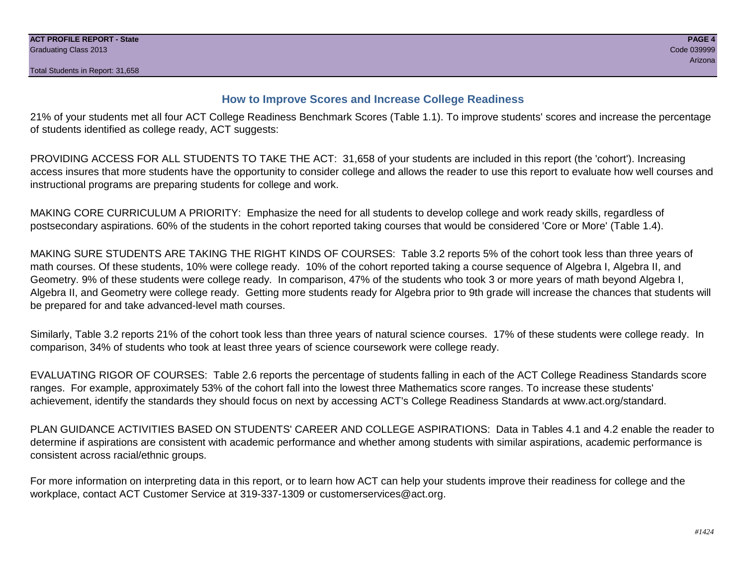## How to Improve Scores and Increase College Readiness

21% of your students met all four ACT College Readiness Benchmark Scores (Table 1.1). To improve students' scores and increase the percentage of students identified as college ready, ACT suggests:

PROVIDING ACCESS FOR ALL STUDENTS TO TAKE THE ACT: 31,658 of your students are included in this report (the 'cohort'). Increasing access insures that more students have the opportunity to consider college and allows the reader to use this report to evaluate how well courses and instructional programs are preparing students for college and work.

MAKING CORE CURRICULUM A PRIORITY: Emphasize the need for all students to develop college and work ready skills, regardless of postsecondary aspirations. 60% of the students in the cohort reported taking courses that would be considered 'Core or More' (Table 1.4).

MAKING SURE STUDENTS ARE TAKING THE RIGHT KINDS OF COURSES: Table 3.2 reports 5% of the cohort took less than three years of math courses. Of these students, 10% were college ready. 10% of the cohort reported taking a course sequence of Algebra I, Algebra II, and Geometry. 9% of these students were college ready. In comparison, 47% of the students who took 3 or more years of math beyond Algebra I, Algebra II, and Geometry were college ready. Getting more students ready for Algebra prior to 9th grade will increase the chances that students will be prepared for and take advanced-level math courses.

Similarly, Table 3.2 reports 21% of the cohort took less than three years of natural science courses. 17% of these students were college ready. In comparison, 34% of students who took at least three years of science coursework were college ready.

EVALUATING RIGOR OF COURSES: Table 2.6 reports the percentage of students falling in each of the ACT College Readiness Standards score ranges. For example, approximately 53% of the cohort fall into the lowest three Mathematics score ranges. To increase these students' achievement, identify the standards they should focus on next by accessing ACT's College Readiness Standards at www.act.org/standard.

PLAN GUIDANCE ACTIVITIES BASED ON STUDENTS' CAREER AND COLLEGE ASPIRATIONS: Data in Tables 4.1 and 4.2 enable the reader to determine if aspirations are consistent with academic performance and whether among students with similar aspirations, academic performance is consistent across racial/ethnic groups.

For more information on interpreting data in this report, or to learn how ACT can help your students improve their readiness for college and the workplace, contact ACT Customer Service at 319-337-1309 or customerservices@act.org.

*#1424*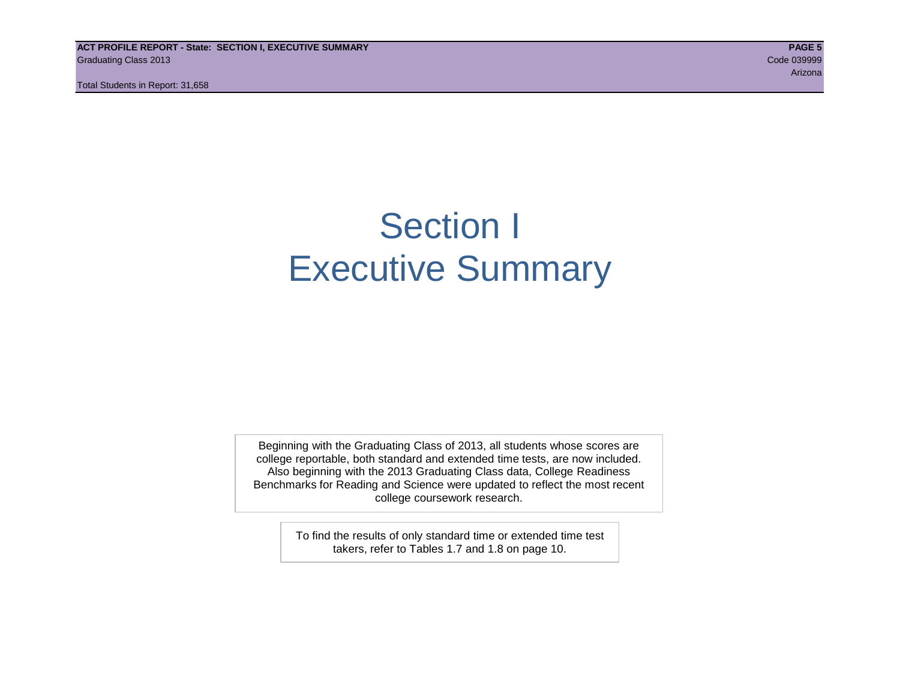# Section I
# Executive Summary

Beginning with the Graduating Class of 2013, all students whose scores are college reportable, both standard and extended time tests, are now included. Also beginning with the 2013 Graduating Class data, College Readiness Benchmarks for Reading and Science were updated to reflect the most recent college coursework research.

To find the results of only standard time or extended time test takers, refer to Tables 1.7 and 1.8 on page 10.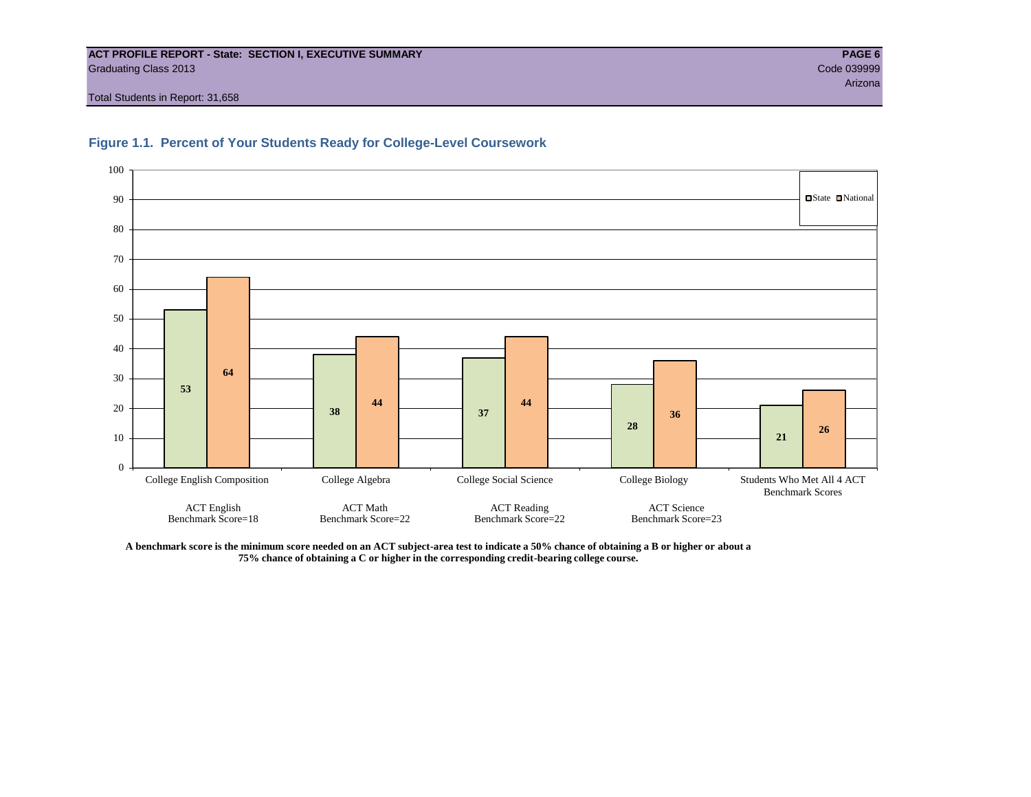**ACT PROFILE REPORT - State: SECTION I, EXECUTIVE SUMMARY**
Graduating Class 2013
Code 039999
Arizona
Total Students in Report: 31,658

## Figure 1.1. Percent of Your Students Ready for College-Level Coursework

| | State | National |
|---|---|---|
| College English Composition (ACT English Benchmark Score=18) | 53 | 64 |
| College Algebra (ACT Math Benchmark Score=22) | 38 | 44 |
| College Social Science (ACT Reading Benchmark Score=22) | 37 | 44 |
| College Biology (ACT Science Benchmark Score=23) | 28 | 36 |
| Students Who Met All 4 ACT Benchmark Scores | 21 | 26 |

**A benchmark score is the minimum score needed on an ACT subject-area test to indicate a 50% chance of obtaining a B or higher or about a 75% chance of obtaining a C or higher in the corresponding credit-bearing college course.**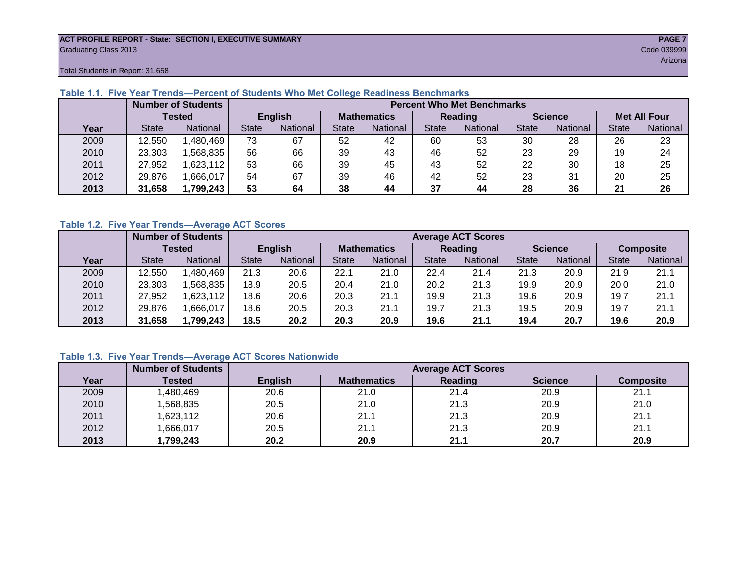ACT PROFILE REPORT - State: SECTION I, EXECUTIVE SUMMARY

Graduating Class 2013

Code 039999

Arizona

Total Students in Report: 31,658

### Table 1.1. Five Year Trends—Percent of Students Who Met College Readiness Benchmarks

| | Number of Students Tested | | Percent Who Met Benchmarks | | | | | | | | | |
|---|---|---|---|---|---|---|---|---|---|---|---|---|
| | | | English | | Mathematics | | Reading | | Science | | Met All Four | |
| Year | State | National | State | National | State | National | State | National | State | National | State | National |
| 2009 | 12,550 | 1,480,469 | 73 | 67 | 52 | 42 | 60 | 53 | 30 | 28 | 26 | 23 |
| 2010 | 23,303 | 1,568,835 | 56 | 66 | 39 | 43 | 46 | 52 | 23 | 29 | 19 | 24 |
| 2011 | 27,952 | 1,623,112 | 53 | 66 | 39 | 45 | 43 | 52 | 22 | 30 | 18 | 25 |
| 2012 | 29,876 | 1,666,017 | 54 | 67 | 39 | 46 | 42 | 52 | 23 | 31 | 20 | 25 |
| **2013** | **31,658** | **1,799,243** | **53** | **64** | **38** | **44** | **37** | **44** | **28** | **36** | **21** | **26** |

### Table 1.2. Five Year Trends—Average ACT Scores

| | Number of Students Tested | | Average ACT Scores | | | | | | | | | |
|---|---|---|---|---|---|---|---|---|---|---|---|---|
| | | | English | | Mathematics | | Reading | | Science | | Composite | |
| Year | State | National | State | National | State | National | State | National | State | National | State | National |
| 2009 | 12,550 | 1,480,469 | 21.3 | 20.6 | 22.1 | 21.0 | 22.4 | 21.4 | 21.3 | 20.9 | 21.9 | 21.1 |
| 2010 | 23,303 | 1,568,835 | 18.9 | 20.5 | 20.4 | 21.0 | 20.2 | 21.3 | 19.9 | 20.9 | 20.0 | 21.0 |
| 2011 | 27,952 | 1,623,112 | 18.6 | 20.6 | 20.3 | 21.1 | 19.9 | 21.3 | 19.6 | 20.9 | 19.7 | 21.1 |
| 2012 | 29,876 | 1,666,017 | 18.6 | 20.5 | 20.3 | 21.1 | 19.7 | 21.3 | 19.5 | 20.9 | 19.7 | 21.1 |
| **2013** | **31,658** | **1,799,243** | **18.5** | **20.2** | **20.3** | **20.9** | **19.6** | **21.1** | **19.4** | **20.7** | **19.6** | **20.9** |

### Table 1.3. Five Year Trends—Average ACT Scores Nationwide

| | Number of Students | Average ACT Scores | | | | |
|---|---|---|---|---|---|---|
| Year | Tested | English | Mathematics | Reading | Science | Composite |
| 2009 | 1,480,469 | 20.6 | 21.0 | 21.4 | 20.9 | 21.1 |
| 2010 | 1,568,835 | 20.5 | 21.0 | 21.3 | 20.9 | 21.0 |
| 2011 | 1,623,112 | 20.6 | 21.1 | 21.3 | 20.9 | 21.1 |
| 2012 | 1,666,017 | 20.5 | 21.1 | 21.3 | 20.9 | 21.1 |
| **2013** | **1,799,243** | **20.2** | **20.9** | **21.1** | **20.7** | **20.9** |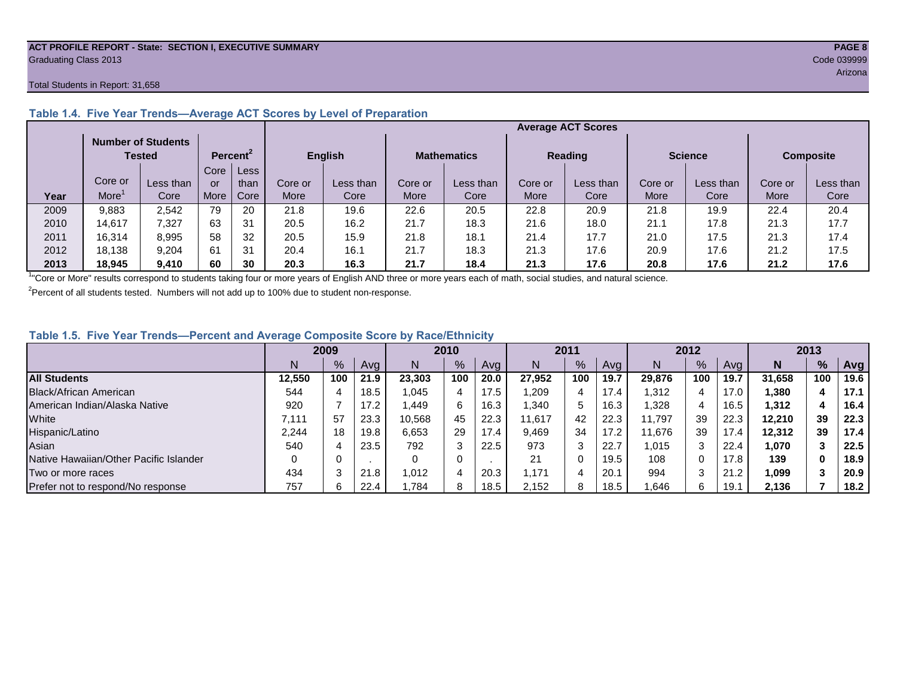ACT PROFILE REPORT - State: SECTION I, EXECUTIVE SUMMARY
Graduating Class 2013

Code 039999
Arizona

Total Students in Report: 31,658

### Table 1.4. Five Year Trends—Average ACT Scores by Level of Preparation

| | Number of Students Tested | | Percent[2] | | Average ACT Scores | | | | | | | | | |
|---|---|---|---|---|---|---|---|---|---|---|---|---|---|---|
| | | | | | English | | Mathematics | | Reading | | Science | | Composite | |
| Year | Core or More[1] | Less than Core | Core or More | Less than Core | Core or More | Less than Core | Core or More | Less than Core | Core or More | Less than Core | Core or More | Less than Core | Core or More | Less than Core |
| 2009 | 9,883 | 2,542 | 79 | 20 | 21.8 | 19.6 | 22.6 | 20.5 | 22.8 | 20.9 | 21.8 | 19.9 | 22.4 | 20.4 |
| 2010 | 14,617 | 7,327 | 63 | 31 | 20.5 | 16.2 | 21.7 | 18.3 | 21.6 | 18.0 | 21.1 | 17.8 | 21.3 | 17.7 |
| 2011 | 16,314 | 8,995 | 58 | 32 | 20.5 | 15.9 | 21.8 | 18.1 | 21.4 | 17.7 | 21.0 | 17.5 | 21.3 | 17.4 |
| 2012 | 18,138 | 9,204 | 61 | 31 | 20.4 | 16.1 | 21.7 | 18.3 | 21.3 | 17.6 | 20.9 | 17.6 | 21.2 | 17.5 |
| **2013** | **18,945** | **9,410** | **60** | **30** | **20.3** | **16.3** | **21.7** | **18.4** | **21.3** | **17.6** | **20.8** | **17.6** | **21.2** | **17.6** |

[1]"Core or More" results correspond to students taking four or more years of English AND three or more years each of math, social studies, and natural science.

[2]Percent of all students tested. Numbers will not add up to 100% due to student non-response.

### Table 1.5. Five Year Trends—Percent and Average Composite Score by Race/Ethnicity

| | 2009 | | | 2010 | | | 2011 | | | 2012 | | | 2013 | | |
|---|---|---|---|---|---|---|---|---|---|---|---|---|---|---|---|
| | N | % | Avg | N | % | Avg | N | % | Avg | N | % | Avg | **N** | **%** | **Avg** |
| **All Students** | **12,550** | **100** | **21.9** | **23,303** | **100** | **20.0** | **27,952** | **100** | **19.7** | **29,876** | **100** | **19.7** | **31,658** | **100** | **19.6** |
| Black/African American | 544 | 4 | 18.5 | 1,045 | 4 | 17.5 | 1,209 | 4 | 17.4 | 1,312 | 4 | 17.0 | **1,380** | **4** | **17.1** |
| American Indian/Alaska Native | 920 | 7 | 17.2 | 1,449 | 6 | 16.3 | 1,340 | 5 | 16.3 | 1,328 | 4 | 16.5 | **1,312** | **4** | **16.4** |
| White | 7,111 | 57 | 23.3 | 10,568 | 45 | 22.3 | 11,617 | 42 | 22.3 | 11,797 | 39 | 22.3 | **12,210** | **39** | **22.3** |
| Hispanic/Latino | 2,244 | 18 | 19.8 | 6,653 | 29 | 17.4 | 9,469 | 34 | 17.2 | 11,676 | 39 | 17.4 | **12,312** | **39** | **17.4** |
| Asian | 540 | 4 | 23.5 | 792 | 3 | 22.5 | 973 | 3 | 22.7 | 1,015 | 3 | 22.4 | **1,070** | **3** | **22.5** |
| Native Hawaiian/Other Pacific Islander | 0 | 0 | . | 0 | 0 | . | 21 | 0 | 19.5 | 108 | 0 | 17.8 | **139** | **0** | **18.9** |
| Two or more races | 434 | 3 | 21.8 | 1,012 | 4 | 20.3 | 1,171 | 4 | 20.1 | 994 | 3 | 21.2 | **1,099** | **3** | **20.9** |
| Prefer not to respond/No response | 757 | 6 | 22.4 | 1,784 | 8 | 18.5 | 2,152 | 8 | 18.5 | 1,646 | 6 | 19.1 | **2,136** | **7** | **18.2** |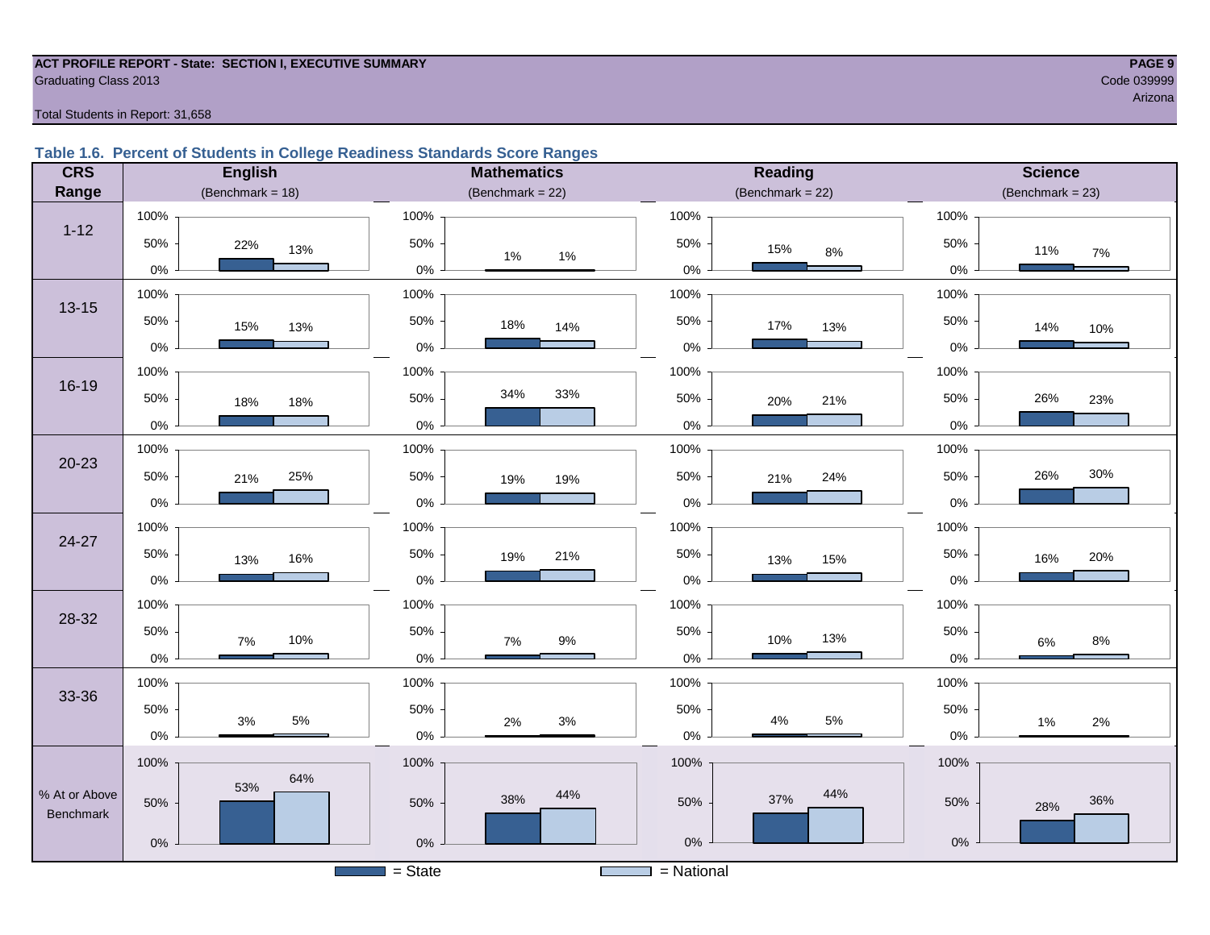ACT PROFILE REPORT - State: SECTION I, EXECUTIVE SUMMARY
Graduating Class 2013
Code 039999
Arizona

Total Students in Report: 31,658

### Table 1.6. Percent of Students in College Readiness Standards Score Ranges

| CRS Range | English (Benchmark = 18) State | English National | Mathematics (Benchmark = 22) State | Mathematics National | Reading (Benchmark = 22) State | Reading National | Science (Benchmark = 23) State | Science National |
|---|---|---|---|---|---|---|---|---|
| 1-12 | 22% | 13% | 1% | 1% | 15% | 8% | 11% | 7% |
| 13-15 | 15% | 13% | 18% | 14% | 17% | 13% | 14% | 10% |
| 16-19 | 18% | 18% | 34% | 33% | 20% | 21% | 26% | 23% |
| 20-23 | 21% | 25% | 19% | 19% | 21% | 24% | 26% | 30% |
| 24-27 | 13% | 16% | 19% | 21% | 13% | 15% | 16% | 20% |
| 28-32 | 7% | 10% | 7% | 9% | 10% | 13% | 6% | 8% |
| 33-36 | 3% | 5% | 2% | 3% | 4% | 5% | 1% | 2% |
| % At or Above Benchmark | 53% | 64% | 38% | 44% | 37% | 44% | 28% | 36% |

■ = State ■ = National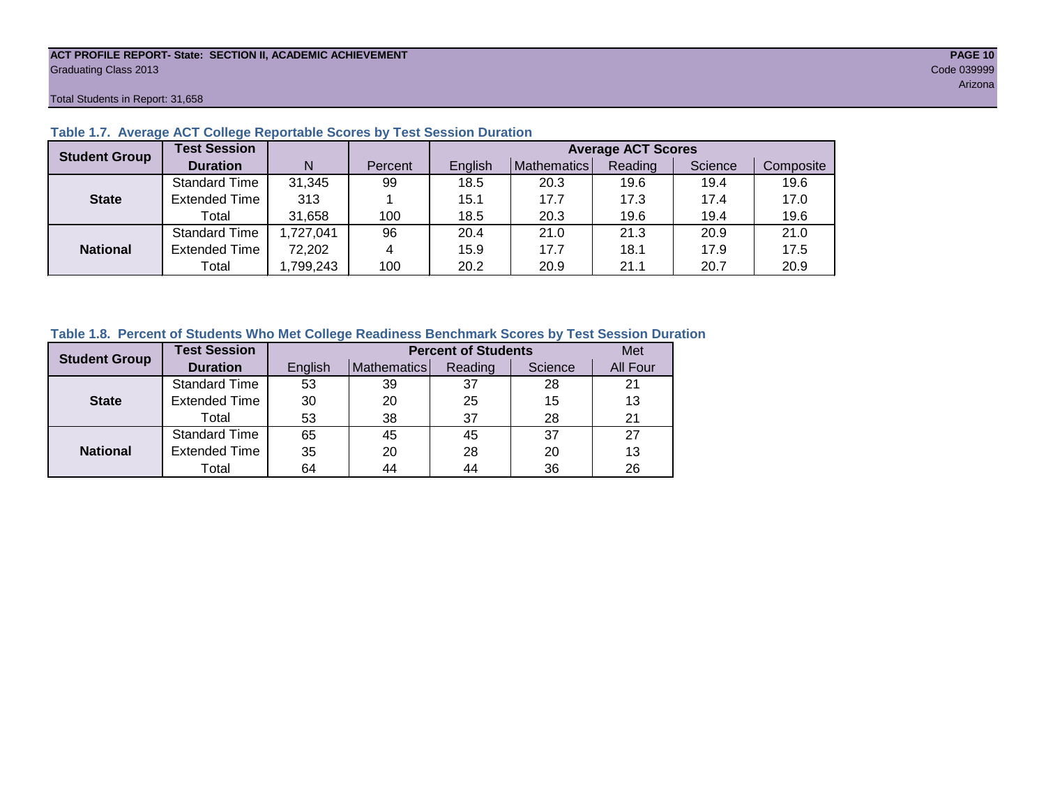ACT PROFILE REPORT- State: SECTION II, ACADEMIC ACHIEVEMENT
Graduating Class 2013
Code 039999
Arizona

Total Students in Report: 31,658

### Table 1.7. Average ACT College Reportable Scores by Test Session Duration

| Student Group | Test Session Duration | N | Percent | Average ACT Scores | | | | |
|---|---|---|---|---|---|---|---|---|
| | | | | English | Mathematics | Reading | Science | Composite |
| State | Standard Time | 31,345 | 99 | 18.5 | 20.3 | 19.6 | 19.4 | 19.6 |
| | Extended Time | 313 | 1 | 15.1 | 17.7 | 17.3 | 17.4 | 17.0 |
| | Total | 31,658 | 100 | 18.5 | 20.3 | 19.6 | 19.4 | 19.6 |
| National | Standard Time | 1,727,041 | 96 | 20.4 | 21.0 | 21.3 | 20.9 | 21.0 |
| | Extended Time | 72,202 | 4 | 15.9 | 17.7 | 18.1 | 17.9 | 17.5 |
| | Total | 1,799,243 | 100 | 20.2 | 20.9 | 21.1 | 20.7 | 20.9 |

### Table 1.8. Percent of Students Who Met College Readiness Benchmark Scores by Test Session Duration

| Student Group | Test Session Duration | Percent of Students | | | | Met |
|---|---|---|---|---|---|---|
| | | English | Mathematics | Reading | Science | All Four |
| State | Standard Time | 53 | 39 | 37 | 28 | 21 |
| | Extended Time | 30 | 20 | 25 | 15 | 13 |
| | Total | 53 | 38 | 37 | 28 | 21 |
| National | Standard Time | 65 | 45 | 45 | 37 | 27 |
| | Extended Time | 35 | 20 | 28 | 20 | 13 |
| | Total | 64 | 44 | 44 | 36 | 26 |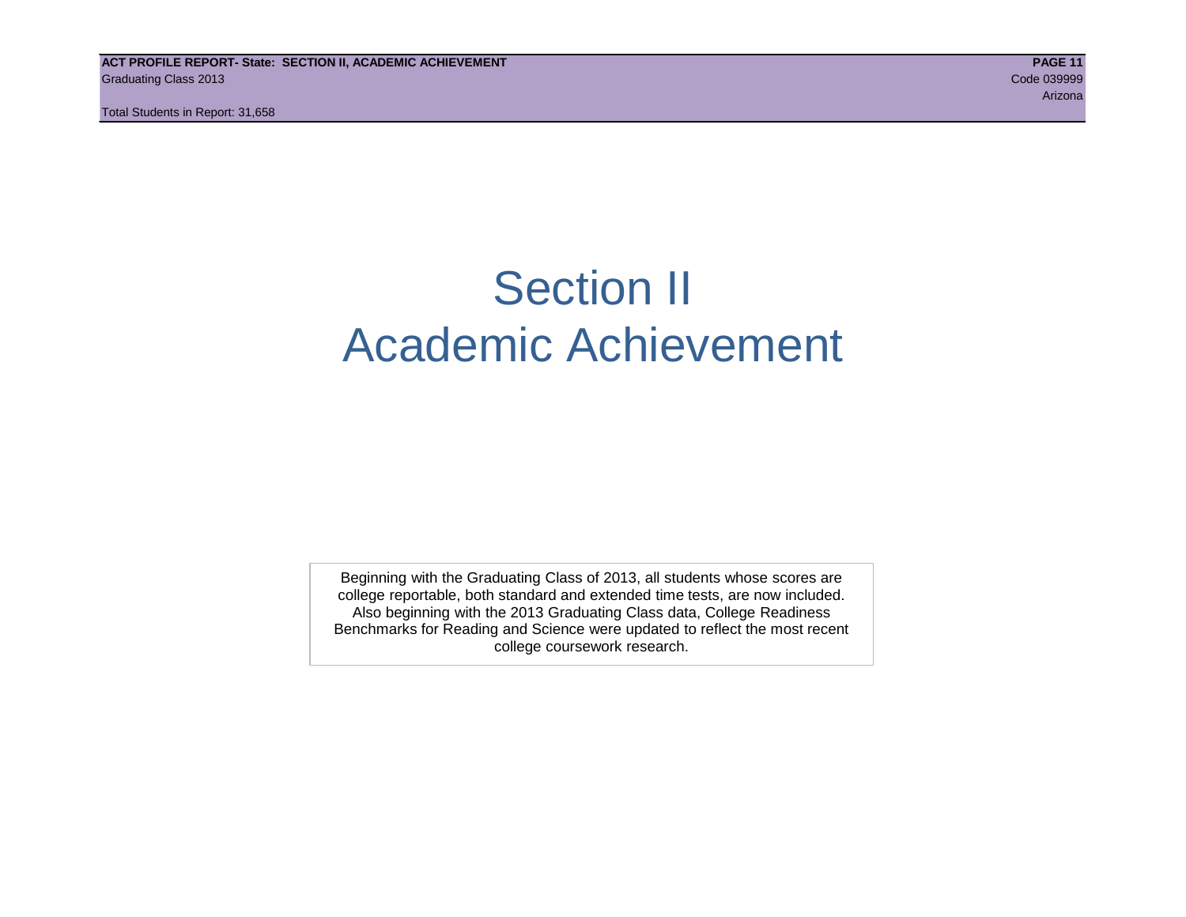# Section II
# Academic Achievement

Beginning with the Graduating Class of 2013, all students whose scores are college reportable, both standard and extended time tests, are now included. Also beginning with the 2013 Graduating Class data, College Readiness Benchmarks for Reading and Science were updated to reflect the most recent college coursework research.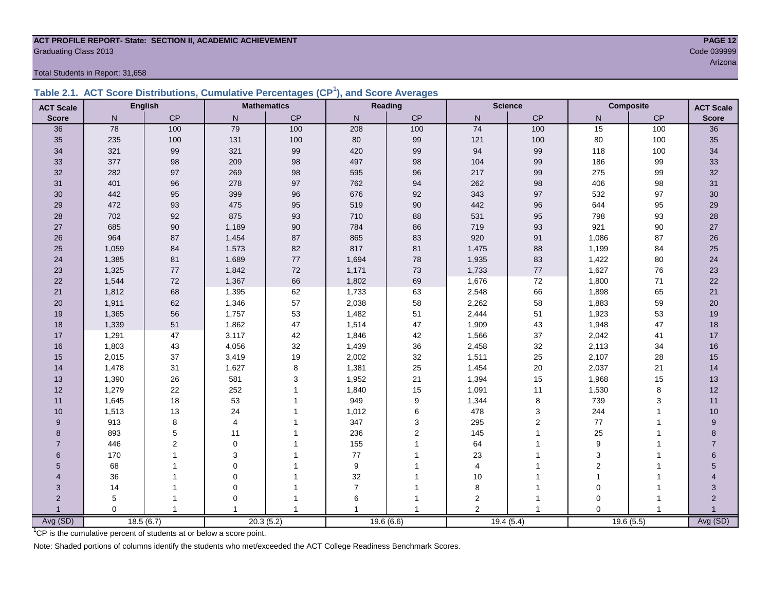**ACT PROFILE REPORT- State: SECTION II, ACADEMIC ACHIEVEMENT**
Graduating Class 2013
Code 039999
Arizona

Total Students in Report: 31,658

## Table 2.1. ACT Score Distributions, Cumulative Percentages (CP[1]), and Score Averages

| ACT Scale | English | | Mathematics | | Reading | | Science | | Composite | | ACT Scale |
|---|---|---|---|---|---|---|---|---|---|---|---|
| Score | N | CP | N | CP | N | CP | N | CP | N | CP | Score |
| 36 | 78 | 100 | 79 | 100 | 208 | 100 | 74 | 100 | 15 | 100 | 36 |
| 35 | 235 | 100 | 131 | 100 | 80 | 99 | 121 | 100 | 80 | 100 | 35 |
| 34 | 321 | 99 | 321 | 99 | 420 | 99 | 94 | 99 | 118 | 100 | 34 |
| 33 | 377 | 98 | 209 | 98 | 497 | 98 | 104 | 99 | 186 | 99 | 33 |
| 32 | 282 | 97 | 269 | 98 | 595 | 96 | 217 | 99 | 275 | 99 | 32 |
| 31 | 401 | 96 | 278 | 97 | 762 | 94 | 262 | 98 | 406 | 98 | 31 |
| 30 | 442 | 95 | 399 | 96 | 676 | 92 | 343 | 97 | 532 | 97 | 30 |
| 29 | 472 | 93 | 475 | 95 | 519 | 90 | 442 | 96 | 644 | 95 | 29 |
| 28 | 702 | 92 | 875 | 93 | 710 | 88 | 531 | 95 | 798 | 93 | 28 |
| 27 | 685 | 90 | 1,189 | 90 | 784 | 86 | 719 | 93 | 921 | 90 | 27 |
| 26 | 964 | 87 | 1,454 | 87 | 865 | 83 | 920 | 91 | 1,086 | 87 | 26 |
| 25 | 1,059 | 84 | 1,573 | 82 | 817 | 81 | 1,475 | 88 | 1,199 | 84 | 25 |
| 24 | 1,385 | 81 | 1,689 | 77 | 1,694 | 78 | 1,935 | 83 | 1,422 | 80 | 24 |
| 23 | 1,325 | 77 | 1,842 | 72 | 1,171 | 73 | 1,733 | 77 | 1,627 | 76 | 23 |
| 22 | 1,544 | 72 | 1,367 | 66 | 1,802 | 69 | 1,676 | 72 | 1,800 | 71 | 22 |
| 21 | 1,812 | 68 | 1,395 | 62 | 1,733 | 63 | 2,548 | 66 | 1,898 | 65 | 21 |
| 20 | 1,911 | 62 | 1,346 | 57 | 2,038 | 58 | 2,262 | 58 | 1,883 | 59 | 20 |
| 19 | 1,365 | 56 | 1,757 | 53 | 1,482 | 51 | 2,444 | 51 | 1,923 | 53 | 19 |
| 18 | 1,339 | 51 | 1,862 | 47 | 1,514 | 47 | 1,909 | 43 | 1,948 | 47 | 18 |
| 17 | 1,291 | 47 | 3,117 | 42 | 1,846 | 42 | 1,566 | 37 | 2,042 | 41 | 17 |
| 16 | 1,803 | 43 | 4,056 | 32 | 1,439 | 36 | 2,458 | 32 | 2,113 | 34 | 16 |
| 15 | 2,015 | 37 | 3,419 | 19 | 2,002 | 32 | 1,511 | 25 | 2,107 | 28 | 15 |
| 14 | 1,478 | 31 | 1,627 | 8 | 1,381 | 25 | 1,454 | 20 | 2,037 | 21 | 14 |
| 13 | 1,390 | 26 | 581 | 3 | 1,952 | 21 | 1,394 | 15 | 1,968 | 15 | 13 |
| 12 | 1,279 | 22 | 252 | 1 | 1,840 | 15 | 1,091 | 11 | 1,530 | 8 | 12 |
| 11 | 1,645 | 18 | 53 | 1 | 949 | 9 | 1,344 | 8 | 739 | 3 | 11 |
| 10 | 1,513 | 13 | 24 | 1 | 1,012 | 6 | 478 | 3 | 244 | 1 | 10 |
| 9 | 913 | 8 | 4 | 1 | 347 | 3 | 295 | 2 | 77 | 1 | 9 |
| 8 | 893 | 5 | 11 | 1 | 236 | 2 | 145 | 1 | 25 | 1 | 8 |
| 7 | 446 | 2 | 0 | 1 | 155 | 1 | 64 | 1 | 9 | 1 | 7 |
| 6 | 170 | 1 | 3 | 1 | 77 | 1 | 23 | 1 | 3 | 1 | 6 |
| 5 | 68 | 1 | 0 | 1 | 9 | 1 | 4 | 1 | 2 | 1 | 5 |
| 4 | 36 | 1 | 0 | 1 | 32 | 1 | 10 | 1 | 1 | 1 | 4 |
| 3 | 14 | 1 | 0 | 1 | 7 | 1 | 8 | 1 | 0 | 1 | 3 |
| 2 | 5 | 1 | 0 | 1 | 6 | 1 | 2 | 1 | 0 | 1 | 2 |
| 1 | 0 | 1 | 1 | 1 | 1 | 1 | 2 | 1 | 0 | 1 | 1 |
| Avg (SD) | 18.5 (6.7) | | 20.3 (5.2) | | 19.6 (6.6) | | 19.4 (5.4) | | 19.6 (5.5) | | Avg (SD) |

[1]CP is the cumulative percent of students at or below a score point.

Note: Shaded portions of columns identify the students who met/exceeded the ACT College Readiness Benchmark Scores.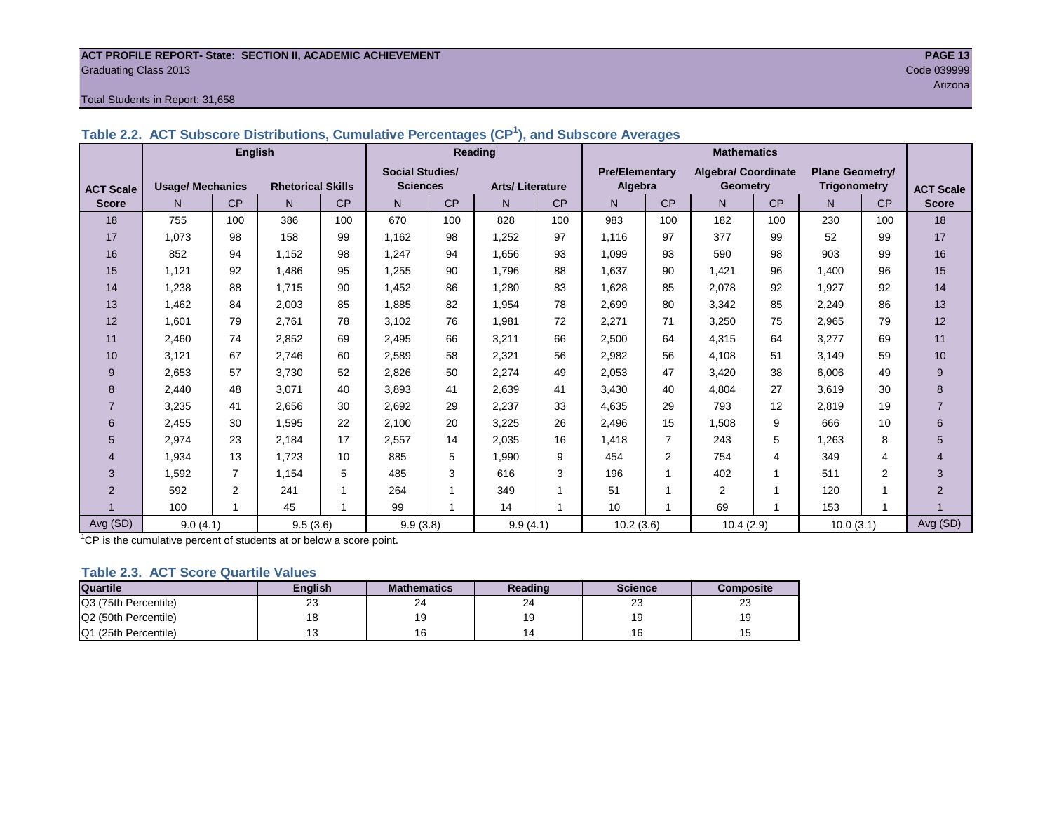ACT PROFILE REPORT- State: SECTION II, ACADEMIC ACHIEVEMENT
Graduating Class 2013
Code 039999
Arizona

Total Students in Report: 31,658

### Table 2.2. ACT Subscore Distributions, Cumulative Percentages (CP[1]), and Subscore Averages

| | English | | | | Reading | | | | Mathematics | | | | | | |
|---|---|---|---|---|---|---|---|---|---|---|---|---|---|---|---|
| ACT Scale Score | Usage/ Mechanics | | Rhetorical Skills | | Social Studies/ Sciences | | Arts/ Literature | | Pre/Elementary Algebra | | Algebra/ Coordinate Geometry | | Plane Geometry/ Trigonometry | | ACT Scale Score |
| | N | CP | N | CP | N | CP | N | CP | N | CP | N | CP | N | CP | |
| 18 | 755 | 100 | 386 | 100 | 670 | 100 | 828 | 100 | 983 | 100 | 182 | 100 | 230 | 100 | 18 |
| 17 | 1,073 | 98 | 158 | 99 | 1,162 | 98 | 1,252 | 97 | 1,116 | 97 | 377 | 99 | 52 | 99 | 17 |
| 16 | 852 | 94 | 1,152 | 98 | 1,247 | 94 | 1,656 | 93 | 1,099 | 93 | 590 | 98 | 903 | 99 | 16 |
| 15 | 1,121 | 92 | 1,486 | 95 | 1,255 | 90 | 1,796 | 88 | 1,637 | 90 | 1,421 | 96 | 1,400 | 96 | 15 |
| 14 | 1,238 | 88 | 1,715 | 90 | 1,452 | 86 | 1,280 | 83 | 1,628 | 85 | 2,078 | 92 | 1,927 | 92 | 14 |
| 13 | 1,462 | 84 | 2,003 | 85 | 1,885 | 82 | 1,954 | 78 | 2,699 | 80 | 3,342 | 85 | 2,249 | 86 | 13 |
| 12 | 1,601 | 79 | 2,761 | 78 | 3,102 | 76 | 1,981 | 72 | 2,271 | 71 | 3,250 | 75 | 2,965 | 79 | 12 |
| 11 | 2,460 | 74 | 2,852 | 69 | 2,495 | 66 | 3,211 | 66 | 2,500 | 64 | 4,315 | 64 | 3,277 | 69 | 11 |
| 10 | 3,121 | 67 | 2,746 | 60 | 2,589 | 58 | 2,321 | 56 | 2,982 | 56 | 4,108 | 51 | 3,149 | 59 | 10 |
| 9 | 2,653 | 57 | 3,730 | 52 | 2,826 | 50 | 2,274 | 49 | 2,053 | 47 | 3,420 | 38 | 6,006 | 49 | 9 |
| 8 | 2,440 | 48 | 3,071 | 40 | 3,893 | 41 | 2,639 | 41 | 3,430 | 40 | 4,804 | 27 | 3,619 | 30 | 8 |
| 7 | 3,235 | 41 | 2,656 | 30 | 2,692 | 29 | 2,237 | 33 | 4,635 | 29 | 793 | 12 | 2,819 | 19 | 7 |
| 6 | 2,455 | 30 | 1,595 | 22 | 2,100 | 20 | 3,225 | 26 | 2,496 | 15 | 1,508 | 9 | 666 | 10 | 6 |
| 5 | 2,974 | 23 | 2,184 | 17 | 2,557 | 14 | 2,035 | 16 | 1,418 | 7 | 243 | 5 | 1,263 | 8 | 5 |
| 4 | 1,934 | 13 | 1,723 | 10 | 885 | 5 | 1,990 | 9 | 454 | 2 | 754 | 4 | 349 | 4 | 4 |
| 3 | 1,592 | 7 | 1,154 | 5 | 485 | 3 | 616 | 3 | 196 | 1 | 402 | 1 | 511 | 2 | 3 |
| 2 | 592 | 2 | 241 | 1 | 264 | 1 | 349 | 1 | 51 | 1 | 2 | 1 | 120 | 1 | 2 |
| 1 | 100 | 1 | 45 | 1 | 99 | 1 | 14 | 1 | 10 | 1 | 69 | 1 | 153 | 1 | 1 |
| Avg (SD) | 9.0 (4.1) | | 9.5 (3.6) | | 9.9 (3.8) | | 9.9 (4.1) | | 10.2 (3.6) | | 10.4 (2.9) | | 10.0 (3.1) | | Avg (SD) |

[1]CP is the cumulative percent of students at or below a score point.

### Table 2.3. ACT Score Quartile Values

| Quartile | English | Mathematics | Reading | Science | Composite |
|---|---|---|---|---|---|
| Q3 (75th Percentile) | 23 | 24 | 24 | 23 | 23 |
| Q2 (50th Percentile) | 18 | 19 | 19 | 19 | 19 |
| Q1 (25th Percentile) | 13 | 16 | 14 | 16 | 15 |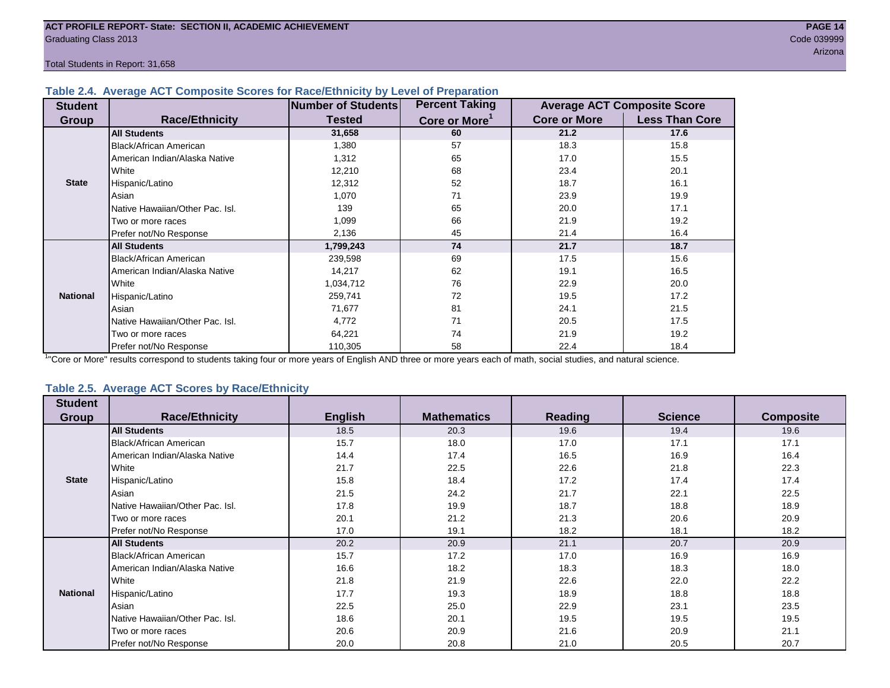## Table 2.4. Average ACT Composite Scores for Race/Ethnicity by Level of Preparation

| Student Group | Race/Ethnicity | Number of Students Tested | Percent Taking Core or More[1] | Average ACT Composite Score | |
|---|---|---|---|---|---|
| | | | | Core or More | Less Than Core |
| State | **All Students** | **31,658** | **60** | **21.2** | **17.6** |
| | Black/African American | 1,380 | 57 | 18.3 | 15.8 |
| | American Indian/Alaska Native | 1,312 | 65 | 17.0 | 15.5 |
| | White | 12,210 | 68 | 23.4 | 20.1 |
| | Hispanic/Latino | 12,312 | 52 | 18.7 | 16.1 |
| | Asian | 1,070 | 71 | 23.9 | 19.9 |
| | Native Hawaiian/Other Pac. Isl. | 139 | 65 | 20.0 | 17.1 |
| | Two or more races | 1,099 | 66 | 21.9 | 19.2 |
| | Prefer not/No Response | 2,136 | 45 | 21.4 | 16.4 |
| National | **All Students** | **1,799,243** | **74** | **21.7** | **18.7** |
| | Black/African American | 239,598 | 69 | 17.5 | 15.6 |
| | American Indian/Alaska Native | 14,217 | 62 | 19.1 | 16.5 |
| | White | 1,034,712 | 76 | 22.9 | 20.0 |
| | Hispanic/Latino | 259,741 | 72 | 19.5 | 17.2 |
| | Asian | 71,677 | 81 | 24.1 | 21.5 |
| | Native Hawaiian/Other Pac. Isl. | 4,772 | 71 | 20.5 | 17.5 |
| | Two or more races | 64,221 | 74 | 21.9 | 19.2 |
| | Prefer not/No Response | 110,305 | 58 | 22.4 | 18.4 |

[1]"Core or More" results correspond to students taking four or more years of English AND three or more years each of math, social studies, and natural science.

## Table 2.5. Average ACT Scores by Race/Ethnicity

| Student Group | Race/Ethnicity | English | Mathematics | Reading | Science | Composite |
|---|---|---|---|---|---|---|
| State | **All Students** | 18.5 | 20.3 | 19.6 | 19.4 | 19.6 |
| | Black/African American | 15.7 | 18.0 | 17.0 | 17.1 | 17.1 |
| | American Indian/Alaska Native | 14.4 | 17.4 | 16.5 | 16.9 | 16.4 |
| | White | 21.7 | 22.5 | 22.6 | 21.8 | 22.3 |
| | Hispanic/Latino | 15.8 | 18.4 | 17.2 | 17.4 | 17.4 |
| | Asian | 21.5 | 24.2 | 21.7 | 22.1 | 22.5 |
| | Native Hawaiian/Other Pac. Isl. | 17.8 | 19.9 | 18.7 | 18.8 | 18.9 |
| | Two or more races | 20.1 | 21.2 | 21.3 | 20.6 | 20.9 |
| | Prefer not/No Response | 17.0 | 19.1 | 18.2 | 18.1 | 18.2 |
| National | **All Students** | 20.2 | 20.9 | 21.1 | 20.7 | 20.9 |
| | Black/African American | 15.7 | 17.2 | 17.0 | 16.9 | 16.9 |
| | American Indian/Alaska Native | 16.6 | 18.2 | 18.3 | 18.3 | 18.0 |
| | White | 21.8 | 21.9 | 22.6 | 22.0 | 22.2 |
| | Hispanic/Latino | 17.7 | 19.3 | 18.9 | 18.8 | 18.8 |
| | Asian | 22.5 | 25.0 | 22.9 | 23.1 | 23.5 |
| | Native Hawaiian/Other Pac. Isl. | 18.6 | 20.1 | 19.5 | 19.5 | 19.5 |
| | Two or more races | 20.6 | 20.9 | 21.6 | 20.9 | 21.1 |
| | Prefer not/No Response | 20.0 | 20.8 | 21.0 | 20.5 | 20.7 |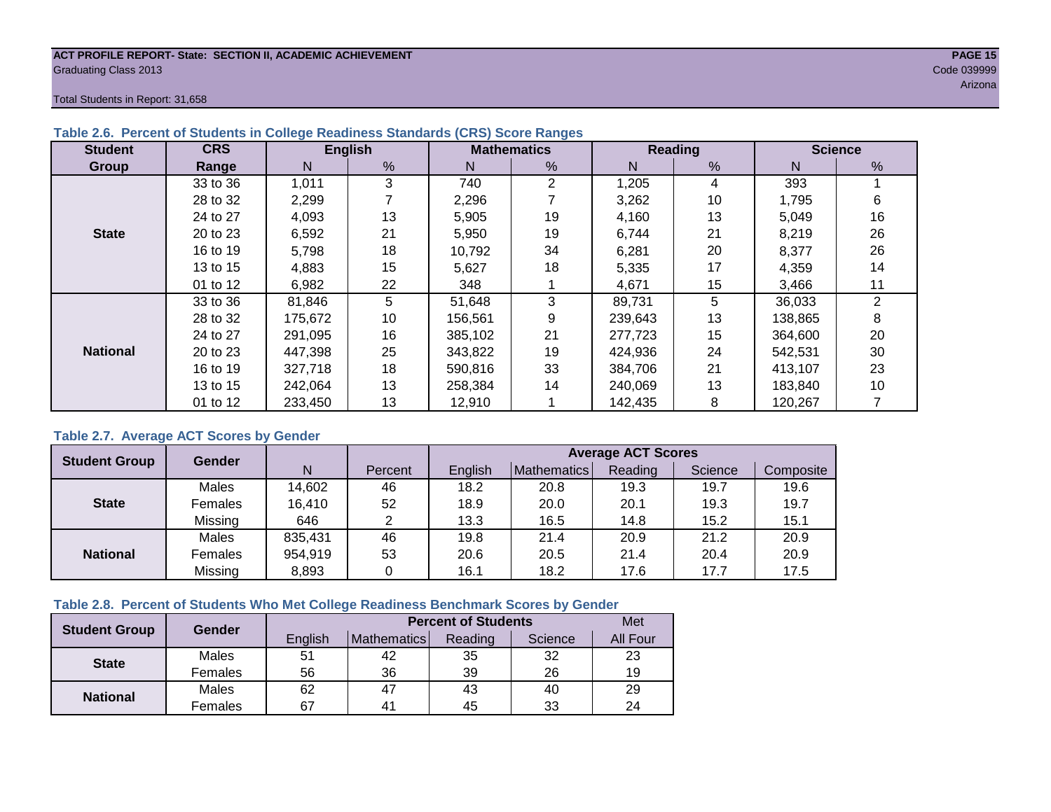ACT PROFILE REPORT- State: SECTION II, ACADEMIC ACHIEVEMENT
Graduating Class 2013
Code 039999
Arizona

Total Students in Report: 31,658

### Table 2.6. Percent of Students in College Readiness Standards (CRS) Score Ranges

| Student Group | CRS Range | English | | Mathematics | | Reading | | Science | |
|---|---|---|---|---|---|---|---|---|---|
| | | N | % | N | % | N | % | N | % |
| State | 33 to 36 | 1,011 | 3 | 740 | 2 | 1,205 | 4 | 393 | 1 |
| | 28 to 32 | 2,299 | 7 | 2,296 | 7 | 3,262 | 10 | 1,795 | 6 |
| | 24 to 27 | 4,093 | 13 | 5,905 | 19 | 4,160 | 13 | 5,049 | 16 |
| | 20 to 23 | 6,592 | 21 | 5,950 | 19 | 6,744 | 21 | 8,219 | 26 |
| | 16 to 19 | 5,798 | 18 | 10,792 | 34 | 6,281 | 20 | 8,377 | 26 |
| | 13 to 15 | 4,883 | 15 | 5,627 | 18 | 5,335 | 17 | 4,359 | 14 |
| | 01 to 12 | 6,982 | 22 | 348 | 1 | 4,671 | 15 | 3,466 | 11 |
| National | 33 to 36 | 81,846 | 5 | 51,648 | 3 | 89,731 | 5 | 36,033 | 2 |
| | 28 to 32 | 175,672 | 10 | 156,561 | 9 | 239,643 | 13 | 138,865 | 8 |
| | 24 to 27 | 291,095 | 16 | 385,102 | 21 | 277,723 | 15 | 364,600 | 20 |
| | 20 to 23 | 447,398 | 25 | 343,822 | 19 | 424,936 | 24 | 542,531 | 30 |
| | 16 to 19 | 327,718 | 18 | 590,816 | 33 | 384,706 | 21 | 413,107 | 23 |
| | 13 to 15 | 242,064 | 13 | 258,384 | 14 | 240,069 | 13 | 183,840 | 10 |
| | 01 to 12 | 233,450 | 13 | 12,910 | 1 | 142,435 | 8 | 120,267 | 7 |

### Table 2.7. Average ACT Scores by Gender

| Student Group | Gender | N | Percent | Average ACT Scores | | | | |
|---|---|---|---|---|---|---|---|---|
| | | | | English | Mathematics | Reading | Science | Composite |
| State | Males | 14,602 | 46 | 18.2 | 20.8 | 19.3 | 19.7 | 19.6 |
| | Females | 16,410 | 52 | 18.9 | 20.0 | 20.1 | 19.3 | 19.7 |
| | Missing | 646 | 2 | 13.3 | 16.5 | 14.8 | 15.2 | 15.1 |
| National | Males | 835,431 | 46 | 19.8 | 21.4 | 20.9 | 21.2 | 20.9 |
| | Females | 954,919 | 53 | 20.6 | 20.5 | 21.4 | 20.4 | 20.9 |
| | Missing | 8,893 | 0 | 16.1 | 18.2 | 17.6 | 17.7 | 17.5 |

### Table 2.8. Percent of Students Who Met College Readiness Benchmark Scores by Gender

| Student Group | Gender | Percent of Students | | | | Met |
|---|---|---|---|---|---|---|
| | | English | Mathematics | Reading | Science | All Four |
| State | Males | 51 | 42 | 35 | 32 | 23 |
| | Females | 56 | 36 | 39 | 26 | 19 |
| National | Males | 62 | 47 | 43 | 40 | 29 |
| | Females | 67 | 41 | 45 | 33 | 24 |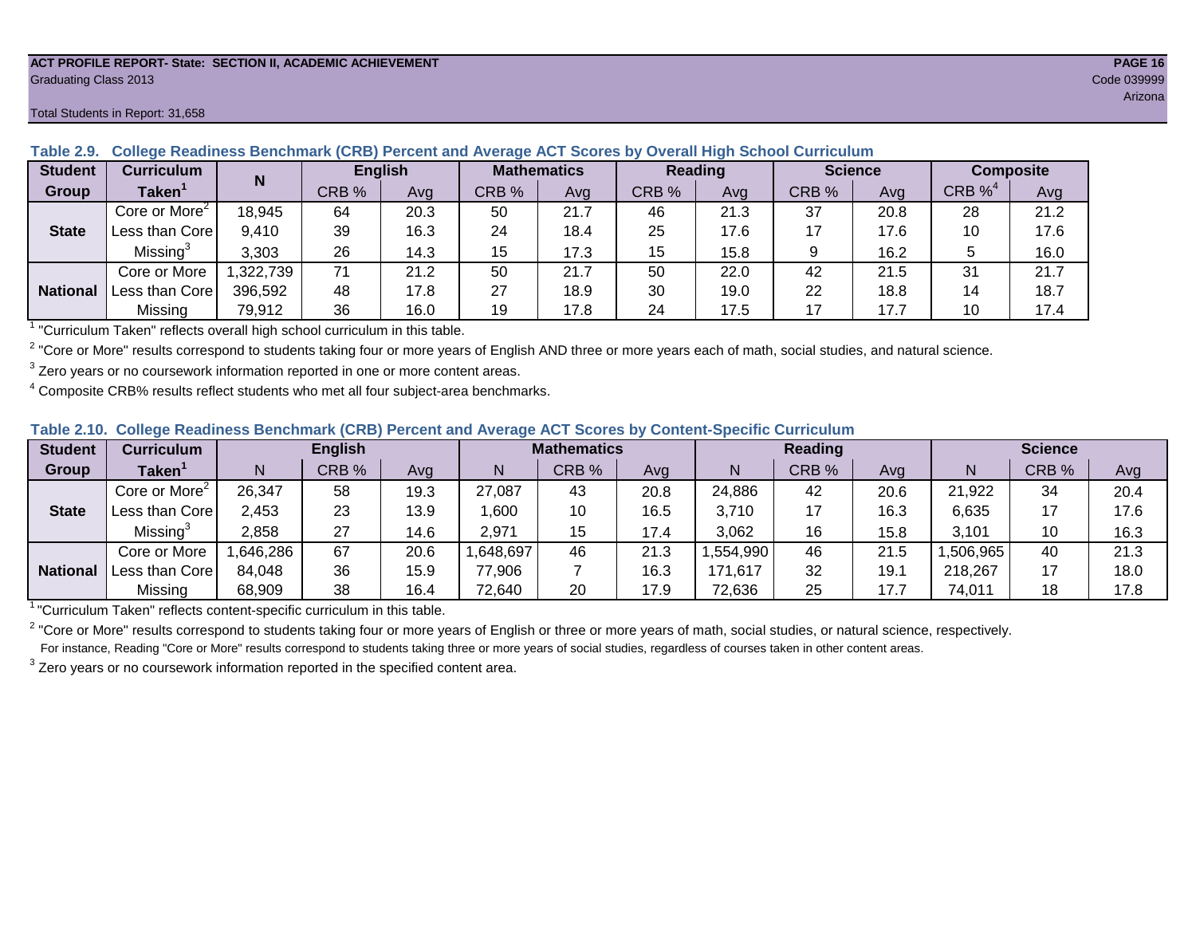ACT PROFILE REPORT- State: SECTION II, ACADEMIC ACHIEVEMENT
Graduating Class 2013
Code 039999
Arizona

Total Students in Report: 31,658

**Table 2.9. College Readiness Benchmark (CRB) Percent and Average ACT Scores by Overall High School Curriculum**

| Student Group | Curriculum Taken[1] | N | English | | Mathematics | | Reading | | Science | | Composite | |
|---|---|---|---|---|---|---|---|---|---|---|---|---|
| | | | CRB % | Avg | CRB % | Avg | CRB % | Avg | CRB % | Avg | CRB %[4] | Avg |
| State | Core or More[2] | 18,945 | 64 | 20.3 | 50 | 21.7 | 46 | 21.3 | 37 | 20.8 | 28 | 21.2 |
| | Less than Core | 9,410 | 39 | 16.3 | 24 | 18.4 | 25 | 17.6 | 17 | 17.6 | 10 | 17.6 |
| | Missing[3] | 3,303 | 26 | 14.3 | 15 | 17.3 | 15 | 15.8 | 9 | 16.2 | 5 | 16.0 |
| National | Core or More | 1,322,739 | 71 | 21.2 | 50 | 21.7 | 50 | 22.0 | 42 | 21.5 | 31 | 21.7 |
| | Less than Core | 396,592 | 48 | 17.8 | 27 | 18.9 | 30 | 19.0 | 22 | 18.8 | 14 | 18.7 |
| | Missing | 79,912 | 36 | 16.0 | 19 | 17.8 | 24 | 17.5 | 17 | 17.7 | 10 | 17.4 |

[1] "Curriculum Taken" reflects overall high school curriculum in this table.

[2] "Core or More" results correspond to students taking four or more years of English AND three or more years each of math, social studies, and natural science.

[3] Zero years or no coursework information reported in one or more content areas.

[4] Composite CRB% results reflect students who met all four subject-area benchmarks.

**Table 2.10. College Readiness Benchmark (CRB) Percent and Average ACT Scores by Content-Specific Curriculum**

| Student Group | Curriculum Taken[1] | English | | | Mathematics | | | Reading | | | Science | | |
|---|---|---|---|---|---|---|---|---|---|---|---|---|---|
| | | N | CRB % | Avg | N | CRB % | Avg | N | CRB % | Avg | N | CRB % | Avg |
| State | Core or More[2] | 26,347 | 58 | 19.3 | 27,087 | 43 | 20.8 | 24,886 | 42 | 20.6 | 21,922 | 34 | 20.4 |
| | Less than Core | 2,453 | 23 | 13.9 | 1,600 | 10 | 16.5 | 3,710 | 17 | 16.3 | 6,635 | 17 | 17.6 |
| | Missing[3] | 2,858 | 27 | 14.6 | 2,971 | 15 | 17.4 | 3,062 | 16 | 15.8 | 3,101 | 10 | 16.3 |
| National | Core or More | 1,646,286 | 67 | 20.6 | 1,648,697 | 46 | 21.3 | 1,554,990 | 46 | 21.5 | 1,506,965 | 40 | 21.3 |
| | Less than Core | 84,048 | 36 | 15.9 | 77,906 | 7 | 16.3 | 171,617 | 32 | 19.1 | 218,267 | 17 | 18.0 |
| | Missing | 68,909 | 38 | 16.4 | 72,640 | 20 | 17.9 | 72,636 | 25 | 17.7 | 74,011 | 18 | 17.8 |

[1] "Curriculum Taken" reflects content-specific curriculum in this table.

[2] "Core or More" results correspond to students taking four or more years of English or three or more years of math, social studies, or natural science, respectively.
For instance, Reading "Core or More" results correspond to students taking three or more years of social studies, regardless of courses taken in other content areas.

[3] Zero years or no coursework information reported in the specified content area.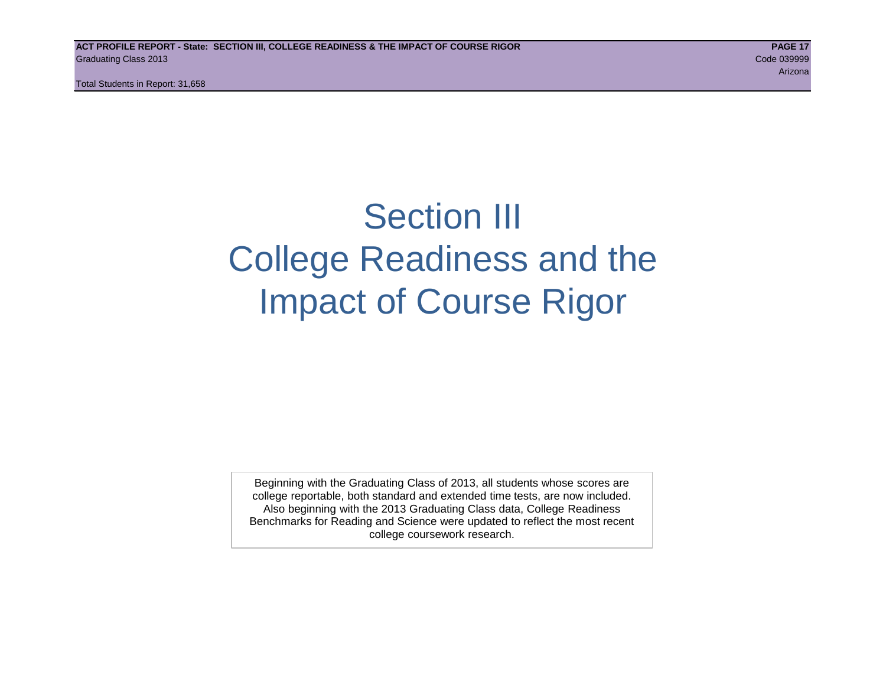# Section III
# College Readiness and the Impact of Course Rigor

Beginning with the Graduating Class of 2013, all students whose scores are college reportable, both standard and extended time tests, are now included. Also beginning with the 2013 Graduating Class data, College Readiness Benchmarks for Reading and Science were updated to reflect the most recent college coursework research.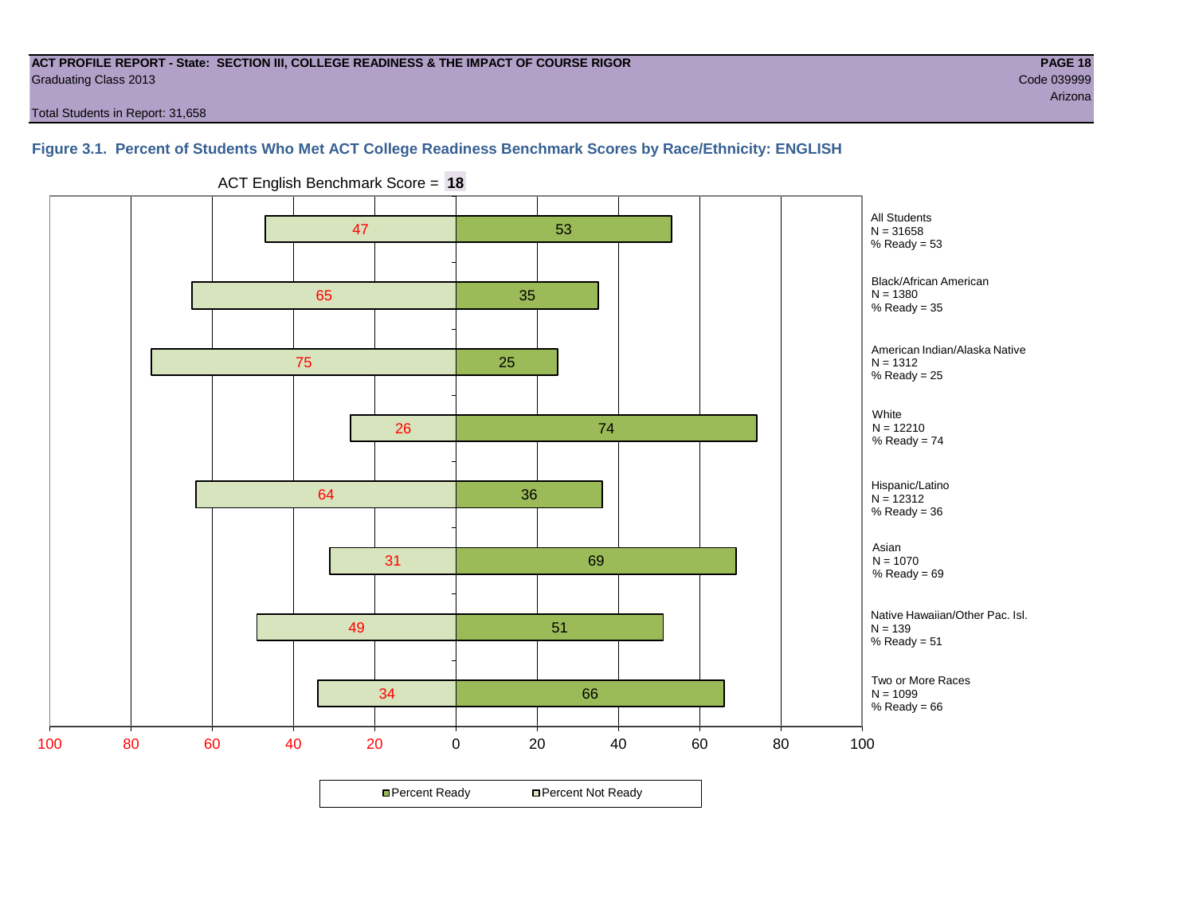**ACT PROFILE REPORT - State: SECTION III, COLLEGE READINESS & THE IMPACT OF COURSE RIGOR**
Graduating Class 2013

Code 039999
Arizona

Total Students in Report: 31,658

### Figure 3.1. Percent of Students Who Met ACT College Readiness Benchmark Scores by Race/Ethnicity: ENGLISH

ACT English Benchmark Score = **18**

| Group | N | Percent Not Ready | Percent Ready |
|---|---|---|---|
| All Students | 31658 | 47 | 53 |
| Black/African American | 1380 | 65 | 35 |
| American Indian/Alaska Native | 1312 | 75 | 25 |
| White | 12210 | 26 | 74 |
| Hispanic/Latino | 12312 | 64 | 36 |
| Asian | 1070 | 31 | 69 |
| Native Hawaiian/Other Pac. Isl. | 139 | 49 | 51 |
| Two or More Races | 1099 | 34 | 66 |

Percent Ready / Percent Not Ready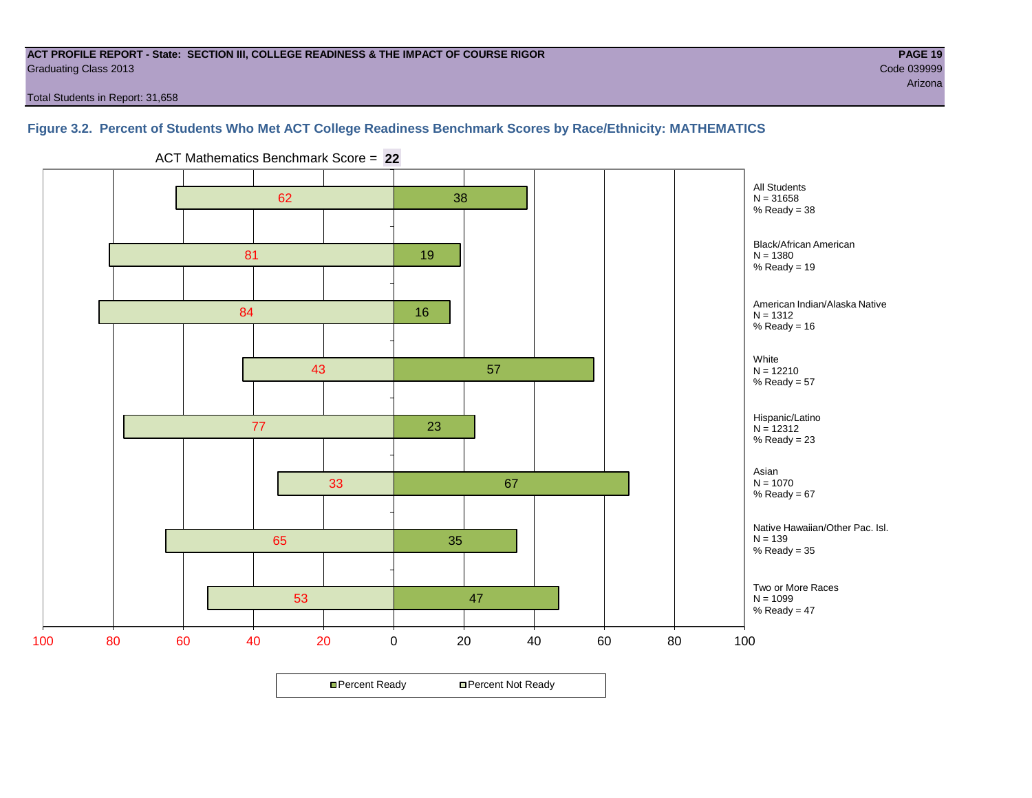**ACT PROFILE REPORT - State: SECTION III, COLLEGE READINESS & THE IMPACT OF COURSE RIGOR**
Graduating Class 2013
Code 039999
Arizona

Total Students in Report: 31,658

### Figure 3.2. Percent of Students Who Met ACT College Readiness Benchmark Scores by Race/Ethnicity: MATHEMATICS

ACT Mathematics Benchmark Score = **22**

| Group | N | Percent Not Ready | Percent Ready |
|---|---|---|---|
| All Students | 31658 | 62 | 38 |
| Black/African American | 1380 | 81 | 19 |
| American Indian/Alaska Native | 1312 | 84 | 16 |
| White | 12210 | 43 | 57 |
| Hispanic/Latino | 12312 | 77 | 23 |
| Asian | 1070 | 33 | 67 |
| Native Hawaiian/Other Pac. Isl. | 139 | 65 | 35 |
| Two or More Races | 1099 | 53 | 47 |

Legend: Percent Ready, Percent Not Ready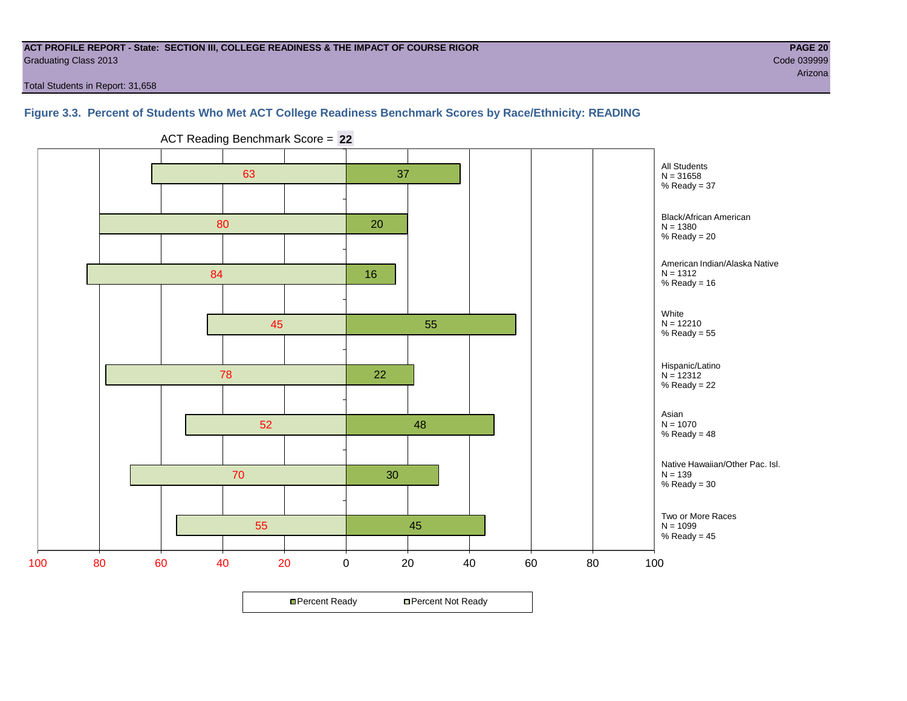**ACT PROFILE REPORT - State: SECTION III, COLLEGE READINESS & THE IMPACT OF COURSE RIGOR**
Graduating Class 2013

Code 039999
Arizona

Total Students in Report: 31,658

### Figure 3.3. Percent of Students Who Met ACT College Readiness Benchmark Scores by Race/Ethnicity: READING

ACT Reading Benchmark Score = **22**

| Group | N | Percent Not Ready | Percent Ready |
|---|---|---|---|
| All Students | 31658 | 63 | 37 |
| Black/African American | 1380 | 80 | 20 |
| American Indian/Alaska Native | 1312 | 84 | 16 |
| White | 12210 | 45 | 55 |
| Hispanic/Latino | 12312 | 78 | 22 |
| Asian | 1070 | 52 | 48 |
| Native Hawaiian/Other Pac. Isl. | 139 | 70 | 30 |
| Two or More Races | 1099 | 55 | 45 |

All Students
N = 31658
% Ready = 37

Black/African American
N = 1380
% Ready = 20

American Indian/Alaska Native
N = 1312
% Ready = 16

White
N = 12210
% Ready = 55

Hispanic/Latino
N = 12312
% Ready = 22

Asian
N = 1070
% Ready = 48

Native Hawaiian/Other Pac. Isl.
N = 139
% Ready = 30

Two or More Races
N = 1099
% Ready = 45

Percent Ready | Percent Not Ready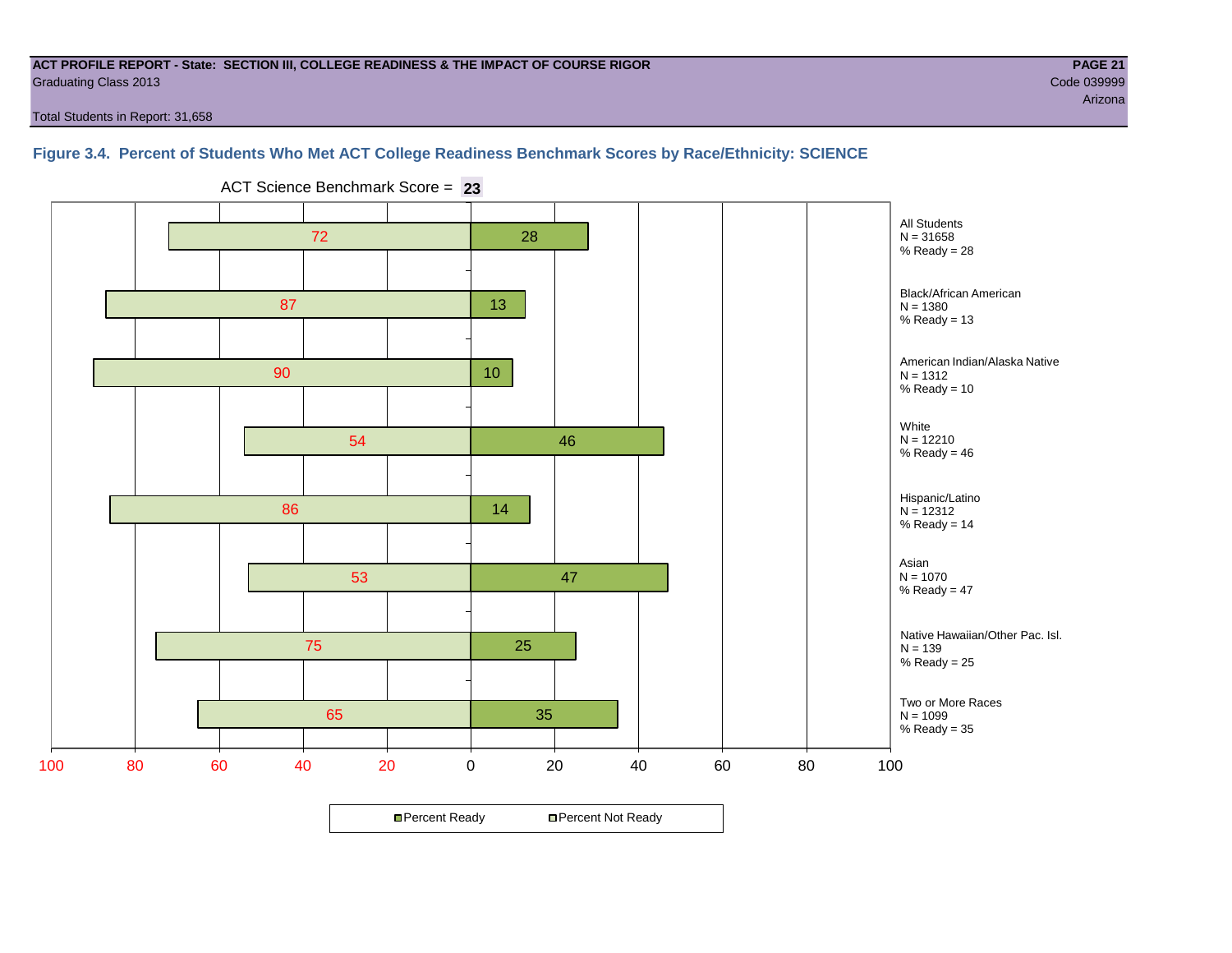ACT PROFILE REPORT - State: SECTION III, COLLEGE READINESS & THE IMPACT OF COURSE RIGOR
Graduating Class 2013
Code 039999
Arizona
Total Students in Report: 31,658

### Figure 3.4. Percent of Students Who Met ACT College Readiness Benchmark Scores by Race/Ethnicity: SCIENCE

ACT Science Benchmark Score = **23**

| Group | N | Percent Not Ready | Percent Ready |
|---|---|---|---|
| All Students | 31658 | 72 | 28 |
| Black/African American | 1380 | 87 | 13 |
| American Indian/Alaska Native | 1312 | 90 | 10 |
| White | 12210 | 54 | 46 |
| Hispanic/Latino | 12312 | 86 | 14 |
| Asian | 1070 | 53 | 47 |
| Native Hawaiian/Other Pac. Isl. | 139 | 75 | 25 |
| Two or More Races | 1099 | 65 | 35 |

Percent Ready / Percent Not Ready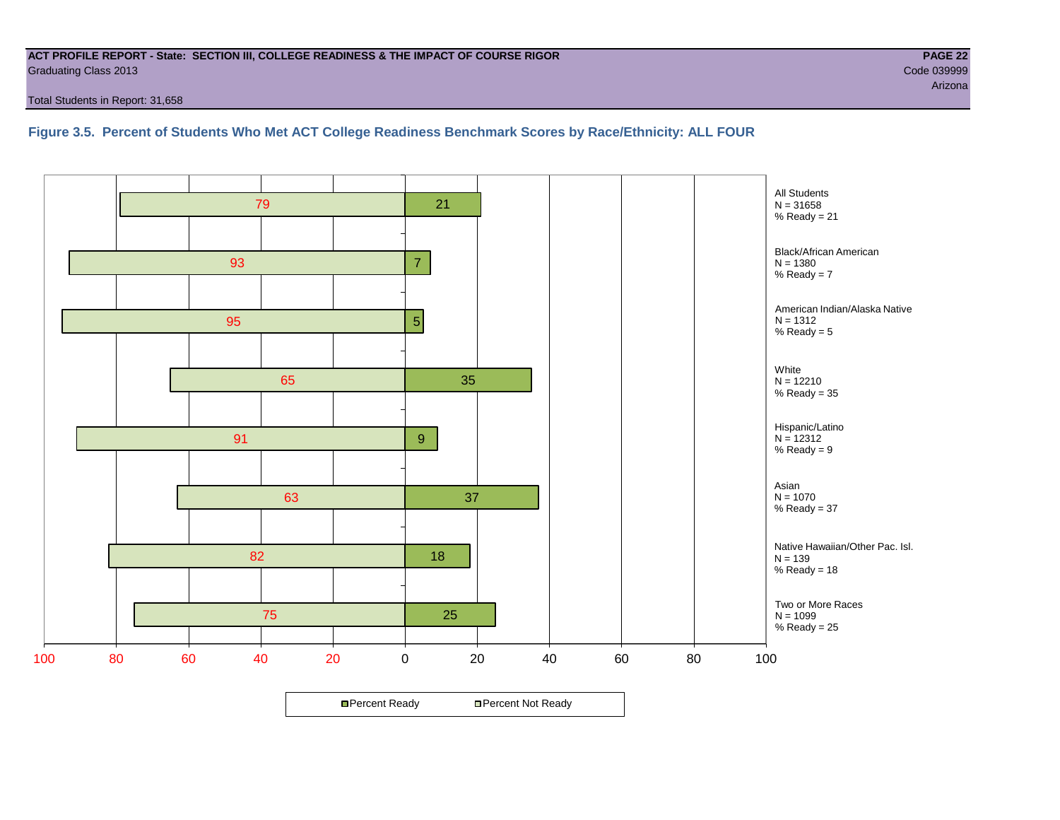**ACT PROFILE REPORT - State: SECTION III, COLLEGE READINESS & THE IMPACT OF COURSE RIGOR**
Graduating Class 2013
Code 039999
Arizona

Total Students in Report: 31,658

### Figure 3.5. Percent of Students Who Met ACT College Readiness Benchmark Scores by Race/Ethnicity: ALL FOUR

| Group | N | Percent Not Ready | Percent Ready |
|---|---|---|---|
| All Students | 31658 | 79 | 21 |
| Black/African American | 1380 | 93 | 7 |
| American Indian/Alaska Native | 1312 | 95 | 5 |
| White | 12210 | 65 | 35 |
| Hispanic/Latino | 12312 | 91 | 9 |
| Asian | 1070 | 63 | 37 |
| Native Hawaiian/Other Pac. Isl. | 139 | 82 | 18 |
| Two or More Races | 1099 | 75 | 25 |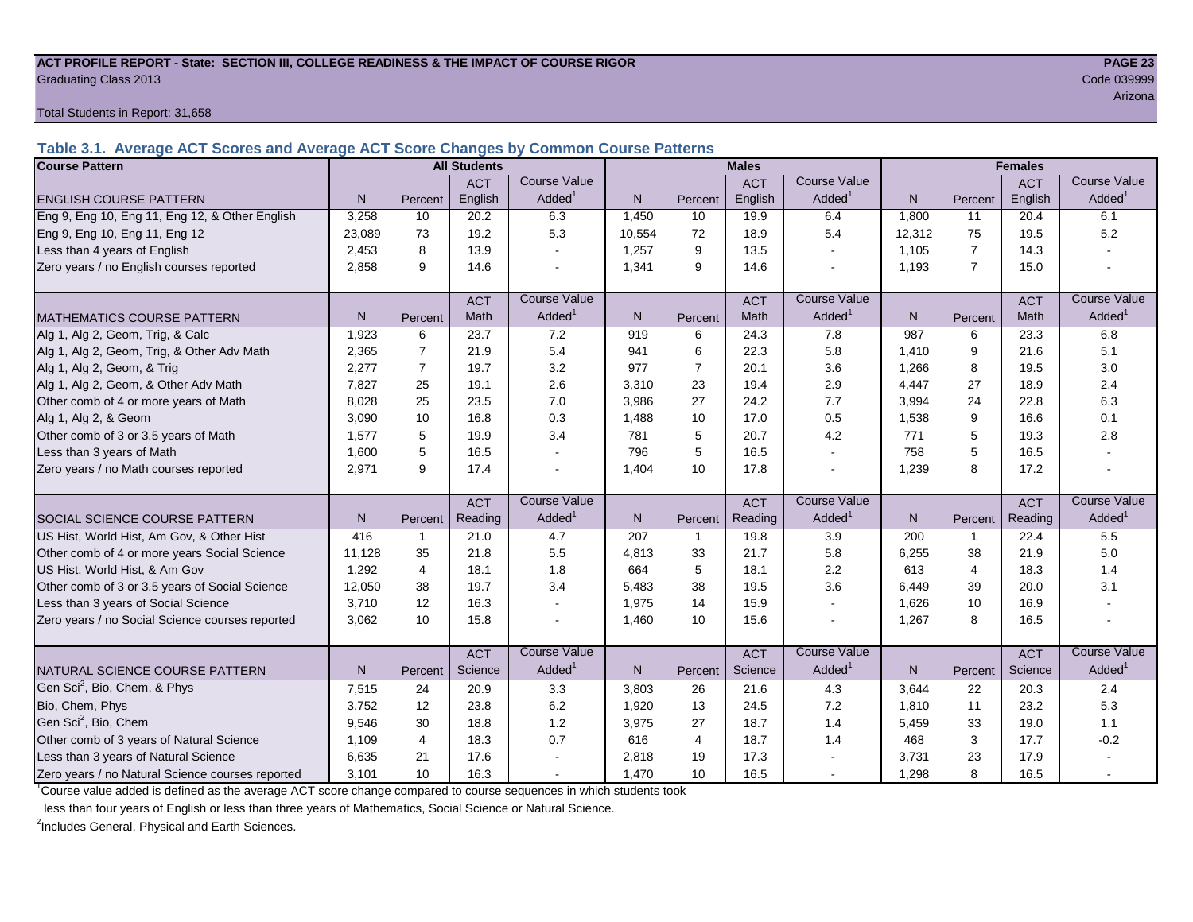**ACT PROFILE REPORT - State: SECTION III, COLLEGE READINESS & THE IMPACT OF COURSE RIGOR**
Graduating Class 2013

Code 039999
Arizona

Total Students in Report: 31,658

### Table 3.1. Average ACT Scores and Average ACT Score Changes by Common Course Patterns

| Course Pattern | All Students | | | | Males | | | | Females | | | |
|---|---|---|---|---|---|---|---|---|---|---|---|---|
| ENGLISH COURSE PATTERN | N | Percent | ACT English | Course Value Added[1] | N | Percent | ACT English | Course Value Added[1] | N | Percent | ACT English | Course Value Added[1] |
| Eng 9, Eng 10, Eng 11, Eng 12, & Other English | 3,258 | 10 | 20.2 | 6.3 | 1,450 | 10 | 19.9 | 6.4 | 1,800 | 11 | 20.4 | 6.1 |
| Eng 9, Eng 10, Eng 11, Eng 12 | 23,089 | 73 | 19.2 | 5.3 | 10,554 | 72 | 18.9 | 5.4 | 12,312 | 75 | 19.5 | 5.2 |
| Less than 4 years of English | 2,453 | 8 | 13.9 | - | 1,257 | 9 | 13.5 | - | 1,105 | 7 | 14.3 | - |
| Zero years / no English courses reported | 2,858 | 9 | 14.6 | - | 1,341 | 9 | 14.6 | - | 1,193 | 7 | 15.0 | - |
| MATHEMATICS COURSE PATTERN | N | Percent | ACT Math | Course Value Added[1] | N | Percent | ACT Math | Course Value Added[1] | N | Percent | ACT Math | Course Value Added[1] |
| Alg 1, Alg 2, Geom, Trig, & Calc | 1,923 | 6 | 23.7 | 7.2 | 919 | 6 | 24.3 | 7.8 | 987 | 6 | 23.3 | 6.8 |
| Alg 1, Alg 2, Geom, Trig, & Other Adv Math | 2,365 | 7 | 21.9 | 5.4 | 941 | 6 | 22.3 | 5.8 | 1,410 | 9 | 21.6 | 5.1 |
| Alg 1, Alg 2, Geom, & Trig | 2,277 | 7 | 19.7 | 3.2 | 977 | 7 | 20.1 | 3.6 | 1,266 | 8 | 19.5 | 3.0 |
| Alg 1, Alg 2, Geom, & Other Adv Math | 7,827 | 25 | 19.1 | 2.6 | 3,310 | 23 | 19.4 | 2.9 | 4,447 | 27 | 18.9 | 2.4 |
| Other comb of 4 or more years of Math | 8,028 | 25 | 23.5 | 7.0 | 3,986 | 27 | 24.2 | 7.7 | 3,994 | 24 | 22.8 | 6.3 |
| Alg 1, Alg 2, & Geom | 3,090 | 10 | 16.8 | 0.3 | 1,488 | 10 | 17.0 | 0.5 | 1,538 | 9 | 16.6 | 0.1 |
| Other comb of 3 or 3.5 years of Math | 1,577 | 5 | 19.9 | 3.4 | 781 | 5 | 20.7 | 4.2 | 771 | 5 | 19.3 | 2.8 |
| Less than 3 years of Math | 1,600 | 5 | 16.5 | - | 796 | 5 | 16.5 | - | 758 | 5 | 16.5 | - |
| Zero years / no Math courses reported | 2,971 | 9 | 17.4 | - | 1,404 | 10 | 17.8 | - | 1,239 | 8 | 17.2 | - |
| SOCIAL SCIENCE COURSE PATTERN | N | Percent | ACT Reading | Course Value Added[1] | N | Percent | ACT Reading | Course Value Added[1] | N | Percent | ACT Reading | Course Value Added[1] |
| US Hist, World Hist, Am Gov, & Other Hist | 416 | 1 | 21.0 | 4.7 | 207 | 1 | 19.8 | 3.9 | 200 | 1 | 22.4 | 5.5 |
| Other comb of 4 or more years Social Science | 11,128 | 35 | 21.8 | 5.5 | 4,813 | 33 | 21.7 | 5.8 | 6,255 | 38 | 21.9 | 5.0 |
| US Hist, World Hist, & Am Gov | 1,292 | 4 | 18.1 | 1.8 | 664 | 5 | 18.1 | 2.2 | 613 | 4 | 18.3 | 1.4 |
| Other comb of 3 or 3.5 years of Social Science | 12,050 | 38 | 19.7 | 3.4 | 5,483 | 38 | 19.5 | 3.6 | 6,449 | 39 | 20.0 | 3.1 |
| Less than 3 years of Social Science | 3,710 | 12 | 16.3 | - | 1,975 | 14 | 15.9 | - | 1,626 | 10 | 16.9 | - |
| Zero years / no Social Science courses reported | 3,062 | 10 | 15.8 | - | 1,460 | 10 | 15.6 | - | 1,267 | 8 | 16.5 | - |
| NATURAL SCIENCE COURSE PATTERN | N | Percent | ACT Science | Course Value Added[1] | N | Percent | ACT Science | Course Value Added[1] | N | Percent | ACT Science | Course Value Added[1] |
| Gen Sci[2], Bio, Chem, & Phys | 7,515 | 24 | 20.9 | 3.3 | 3,803 | 26 | 21.6 | 4.3 | 3,644 | 22 | 20.3 | 2.4 |
| Bio, Chem, Phys | 3,752 | 12 | 23.8 | 6.2 | 1,920 | 13 | 24.5 | 7.2 | 1,810 | 11 | 23.2 | 5.3 |
| Gen Sci[2], Bio, Chem | 9,546 | 30 | 18.8 | 1.2 | 3,975 | 27 | 18.7 | 1.4 | 5,459 | 33 | 19.0 | 1.1 |
| Other comb of 3 years of Natural Science | 1,109 | 4 | 18.3 | 0.7 | 616 | 4 | 18.7 | 1.4 | 468 | 3 | 17.7 | -0.2 |
| Less than 3 years of Natural Science | 6,635 | 21 | 17.6 | - | 2,818 | 19 | 17.3 | - | 3,731 | 23 | 17.9 | - |
| Zero years / no Natural Science courses reported | 3,101 | 10 | 16.3 | - | 1,470 | 10 | 16.5 | - | 1,298 | 8 | 16.5 | - |

[1]Course value added is defined as the average ACT score change compared to course sequences in which students took less than four years of English or less than three years of Mathematics, Social Science or Natural Science.

[2]Includes General, Physical and Earth Sciences.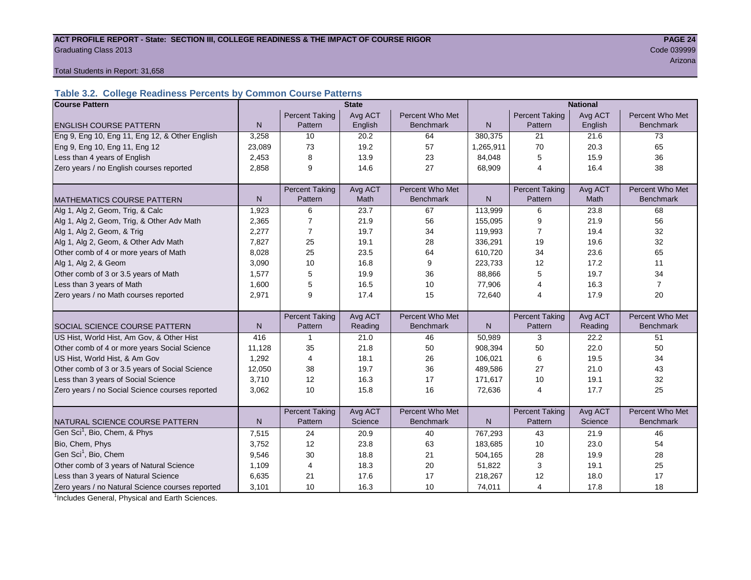**ACT PROFILE REPORT - State: SECTION III, COLLEGE READINESS & THE IMPACT OF COURSE RIGOR**
Graduating Class 2013
Code 039999
Arizona

Total Students in Report: 31,658

### Table 3.2. College Readiness Percents by Common Course Patterns

| Course Pattern | State | | | | National | | | |
|---|---|---|---|---|---|---|---|---|
| ENGLISH COURSE PATTERN | N | Percent Taking Pattern | Avg ACT English | Percent Who Met Benchmark | N | Percent Taking Pattern | Avg ACT English | Percent Who Met Benchmark |
| Eng 9, Eng 10, Eng 11, Eng 12, & Other English | 3,258 | 10 | 20.2 | 64 | 380,375 | 21 | 21.6 | 73 |
| Eng 9, Eng 10, Eng 11, Eng 12 | 23,089 | 73 | 19.2 | 57 | 1,265,911 | 70 | 20.3 | 65 |
| Less than 4 years of English | 2,453 | 8 | 13.9 | 23 | 84,048 | 5 | 15.9 | 36 |
| Zero years / no English courses reported | 2,858 | 9 | 14.6 | 27 | 68,909 | 4 | 16.4 | 38 |
| MATHEMATICS COURSE PATTERN | N | Percent Taking Pattern | Avg ACT Math | Percent Who Met Benchmark | N | Percent Taking Pattern | Avg ACT Math | Percent Who Met Benchmark |
| Alg 1, Alg 2, Geom, Trig, & Calc | 1,923 | 6 | 23.7 | 67 | 113,999 | 6 | 23.8 | 68 |
| Alg 1, Alg 2, Geom, Trig, & Other Adv Math | 2,365 | 7 | 21.9 | 56 | 155,095 | 9 | 21.9 | 56 |
| Alg 1, Alg 2, Geom, & Trig | 2,277 | 7 | 19.7 | 34 | 119,993 | 7 | 19.4 | 32 |
| Alg 1, Alg 2, Geom, & Other Adv Math | 7,827 | 25 | 19.1 | 28 | 336,291 | 19 | 19.6 | 32 |
| Other comb of 4 or more years of Math | 8,028 | 25 | 23.5 | 64 | 610,720 | 34 | 23.6 | 65 |
| Alg 1, Alg 2, & Geom | 3,090 | 10 | 16.8 | 9 | 223,733 | 12 | 17.2 | 11 |
| Other comb of 3 or 3.5 years of Math | 1,577 | 5 | 19.9 | 36 | 88,866 | 5 | 19.7 | 34 |
| Less than 3 years of Math | 1,600 | 5 | 16.5 | 10 | 77,906 | 4 | 16.3 | 7 |
| Zero years / no Math courses reported | 2,971 | 9 | 17.4 | 15 | 72,640 | 4 | 17.9 | 20 |
| SOCIAL SCIENCE COURSE PATTERN | N | Percent Taking Pattern | Avg ACT Reading | Percent Who Met Benchmark | N | Percent Taking Pattern | Avg ACT Reading | Percent Who Met Benchmark |
| US Hist, World Hist, Am Gov, & Other Hist | 416 | 1 | 21.0 | 46 | 50,989 | 3 | 22.2 | 51 |
| Other comb of 4 or more years Social Science | 11,128 | 35 | 21.8 | 50 | 908,394 | 50 | 22.0 | 50 |
| US Hist, World Hist, & Am Gov | 1,292 | 4 | 18.1 | 26 | 106,021 | 6 | 19.5 | 34 |
| Other comb of 3 or 3.5 years of Social Science | 12,050 | 38 | 19.7 | 36 | 489,586 | 27 | 21.0 | 43 |
| Less than 3 years of Social Science | 3,710 | 12 | 16.3 | 17 | 171,617 | 10 | 19.1 | 32 |
| Zero years / no Social Science courses reported | 3,062 | 10 | 15.8 | 16 | 72,636 | 4 | 17.7 | 25 |
| NATURAL SCIENCE COURSE PATTERN | N | Percent Taking Pattern | Avg ACT Science | Percent Who Met Benchmark | N | Percent Taking Pattern | Avg ACT Science | Percent Who Met Benchmark |
| Gen Sci[1], Bio, Chem, & Phys | 7,515 | 24 | 20.9 | 40 | 767,293 | 43 | 21.9 | 46 |
| Bio, Chem, Phys | 3,752 | 12 | 23.8 | 63 | 183,685 | 10 | 23.0 | 54 |
| Gen Sci[1], Bio, Chem | 9,546 | 30 | 18.8 | 21 | 504,165 | 28 | 19.9 | 28 |
| Other comb of 3 years of Natural Science | 1,109 | 4 | 18.3 | 20 | 51,822 | 3 | 19.1 | 25 |
| Less than 3 years of Natural Science | 6,635 | 21 | 17.6 | 17 | 218,267 | 12 | 18.0 | 17 |
| Zero years / no Natural Science courses reported | 3,101 | 10 | 16.3 | 10 | 74,011 | 4 | 17.8 | 18 |

[1]Includes General, Physical and Earth Sciences.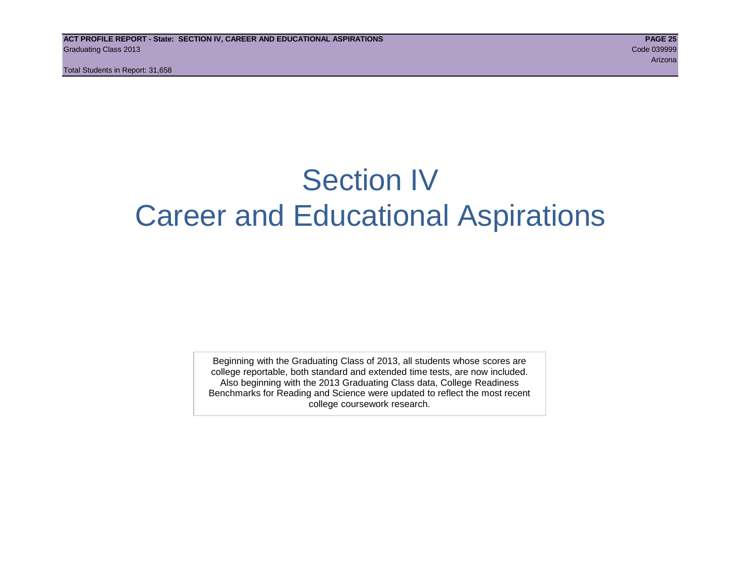# Section IV
# Career and Educational Aspirations

Beginning with the Graduating Class of 2013, all students whose scores are college reportable, both standard and extended time tests, are now included. Also beginning with the 2013 Graduating Class data, College Readiness Benchmarks for Reading and Science were updated to reflect the most recent college coursework research.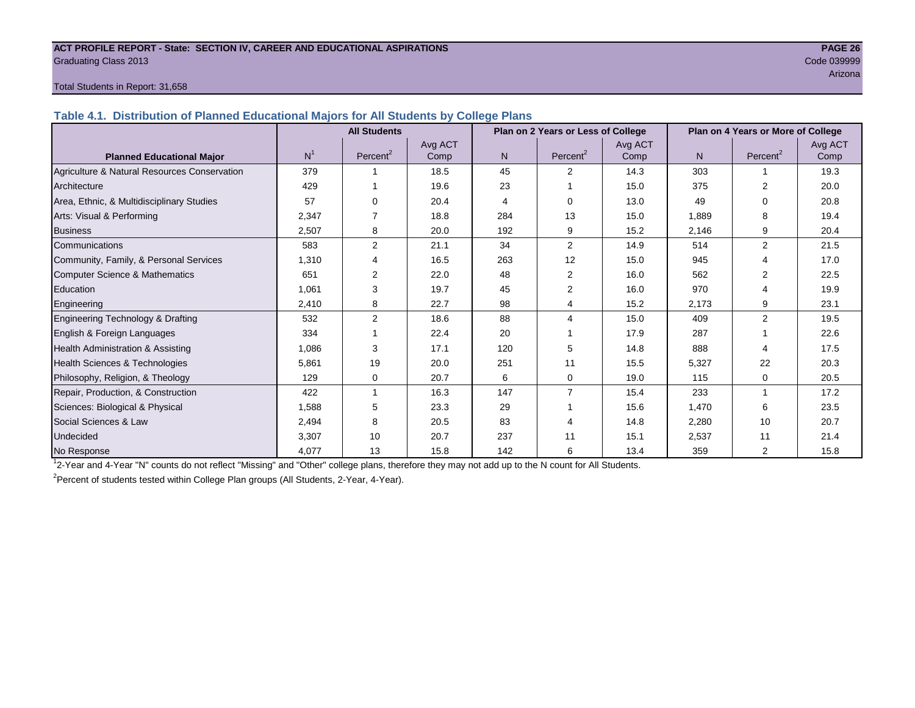ACT PROFILE REPORT - State: SECTION IV, CAREER AND EDUCATIONAL ASPIRATIONS

Graduating Class 2013

Code 039999

Arizona

Total Students in Report: 31,658

## Table 4.1. Distribution of Planned Educational Majors for All Students by College Plans

| Planned Educational Major | All Students | | | Plan on 2 Years or Less of College | | | Plan on 4 Years or More of College | | |
|---|---|---|---|---|---|---|---|---|---|
| | N[1] | Percent[2] | Avg ACT Comp | N | Percent[2] | Avg ACT Comp | N | Percent[2] | Avg ACT Comp |
| Agriculture & Natural Resources Conservation | 379 | 1 | 18.5 | 45 | 2 | 14.3 | 303 | 1 | 19.3 |
| Architecture | 429 | 1 | 19.6 | 23 | 1 | 15.0 | 375 | 2 | 20.0 |
| Area, Ethnic, & Multidisciplinary Studies | 57 | 0 | 20.4 | 4 | 0 | 13.0 | 49 | 0 | 20.8 |
| Arts: Visual & Performing | 2,347 | 7 | 18.8 | 284 | 13 | 15.0 | 1,889 | 8 | 19.4 |
| Business | 2,507 | 8 | 20.0 | 192 | 9 | 15.2 | 2,146 | 9 | 20.4 |
| Communications | 583 | 2 | 21.1 | 34 | 2 | 14.9 | 514 | 2 | 21.5 |
| Community, Family, & Personal Services | 1,310 | 4 | 16.5 | 263 | 12 | 15.0 | 945 | 4 | 17.0 |
| Computer Science & Mathematics | 651 | 2 | 22.0 | 48 | 2 | 16.0 | 562 | 2 | 22.5 |
| Education | 1,061 | 3 | 19.7 | 45 | 2 | 16.0 | 970 | 4 | 19.9 |
| Engineering | 2,410 | 8 | 22.7 | 98 | 4 | 15.2 | 2,173 | 9 | 23.1 |
| Engineering Technology & Drafting | 532 | 2 | 18.6 | 88 | 4 | 15.0 | 409 | 2 | 19.5 |
| English & Foreign Languages | 334 | 1 | 22.4 | 20 | 1 | 17.9 | 287 | 1 | 22.6 |
| Health Administration & Assisting | 1,086 | 3 | 17.1 | 120 | 5 | 14.8 | 888 | 4 | 17.5 |
| Health Sciences & Technologies | 5,861 | 19 | 20.0 | 251 | 11 | 15.5 | 5,327 | 22 | 20.3 |
| Philosophy, Religion, & Theology | 129 | 0 | 20.7 | 6 | 0 | 19.0 | 115 | 0 | 20.5 |
| Repair, Production, & Construction | 422 | 1 | 16.3 | 147 | 7 | 15.4 | 233 | 1 | 17.2 |
| Sciences: Biological & Physical | 1,588 | 5 | 23.3 | 29 | 1 | 15.6 | 1,470 | 6 | 23.5 |
| Social Sciences & Law | 2,494 | 8 | 20.5 | 83 | 4 | 14.8 | 2,280 | 10 | 20.7 |
| Undecided | 3,307 | 10 | 20.7 | 237 | 11 | 15.1 | 2,537 | 11 | 21.4 |
| No Response | 4,077 | 13 | 15.8 | 142 | 6 | 13.4 | 359 | 2 | 15.8 |

[1]2-Year and 4-Year "N" counts do not reflect "Missing" and "Other" college plans, therefore they may not add up to the N count for All Students.

[2]Percent of students tested within College Plan groups (All Students, 2-Year, 4-Year).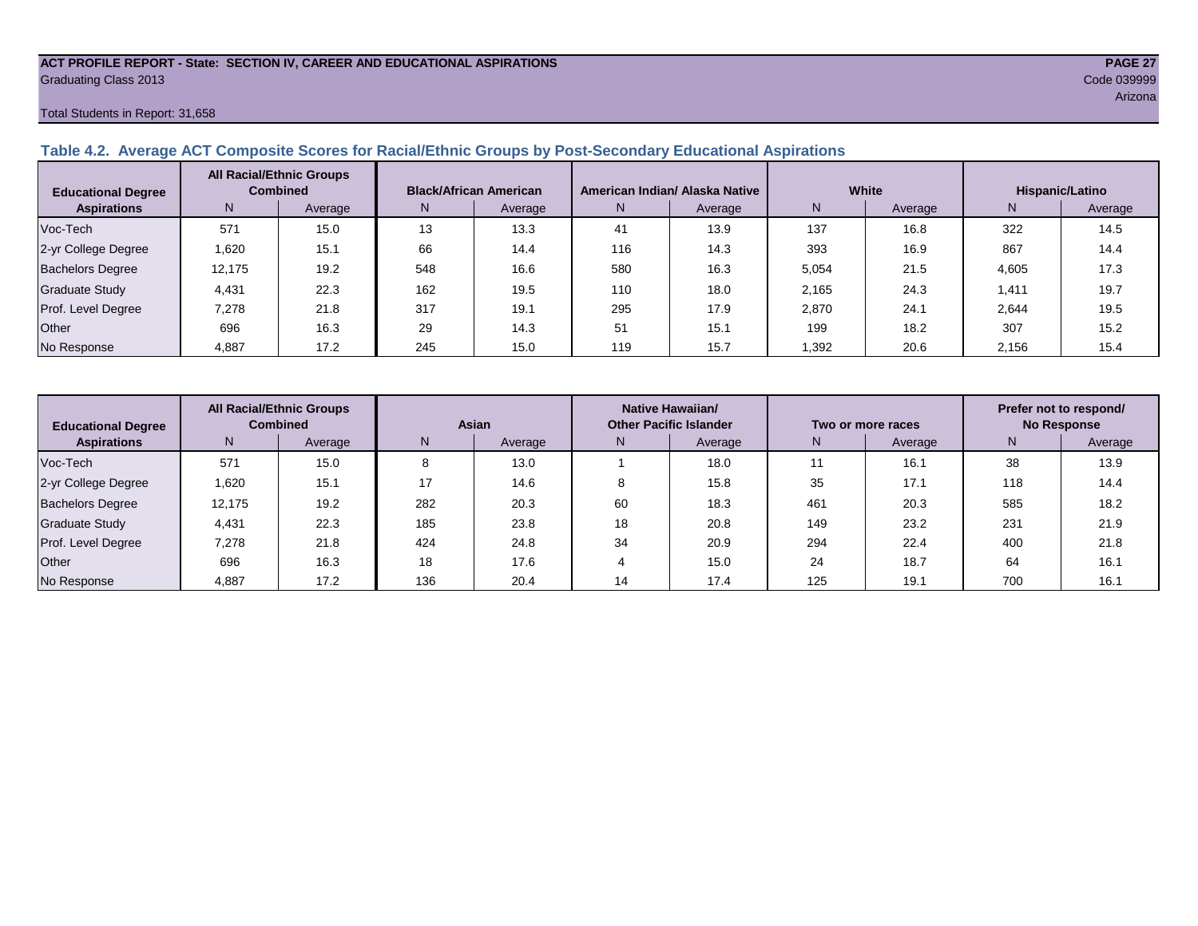**Total Students in Report: 31,658**

### Table 4.2. Average ACT Composite Scores for Racial/Ethnic Groups by Post-Secondary Educational Aspirations

| Educational Degree Aspirations | All Racial/Ethnic Groups Combined | | Black/African American | | American Indian/ Alaska Native | | White | | Hispanic/Latino | |
|---|---|---|---|---|---|---|---|---|---|---|
| | N | Average | N | Average | N | Average | N | Average | N | Average |
| Voc-Tech | 571 | 15.0 | 13 | 13.3 | 41 | 13.9 | 137 | 16.8 | 322 | 14.5 |
| 2-yr College Degree | 1,620 | 15.1 | 66 | 14.4 | 116 | 14.3 | 393 | 16.9 | 867 | 14.4 |
| Bachelors Degree | 12,175 | 19.2 | 548 | 16.6 | 580 | 16.3 | 5,054 | 21.5 | 4,605 | 17.3 |
| Graduate Study | 4,431 | 22.3 | 162 | 19.5 | 110 | 18.0 | 2,165 | 24.3 | 1,411 | 19.7 |
| Prof. Level Degree | 7,278 | 21.8 | 317 | 19.1 | 295 | 17.9 | 2,870 | 24.1 | 2,644 | 19.5 |
| Other | 696 | 16.3 | 29 | 14.3 | 51 | 15.1 | 199 | 18.2 | 307 | 15.2 |
| No Response | 4,887 | 17.2 | 245 | 15.0 | 119 | 15.7 | 1,392 | 20.6 | 2,156 | 15.4 |

| Educational Degree Aspirations | All Racial/Ethnic Groups Combined | | Asian | | Native Hawaiian/ Other Pacific Islander | | Two or more races | | Prefer not to respond/ No Response | |
|---|---|---|---|---|---|---|---|---|---|---|
| | N | Average | N | Average | N | Average | N | Average | N | Average |
| Voc-Tech | 571 | 15.0 | 8 | 13.0 | 1 | 18.0 | 11 | 16.1 | 38 | 13.9 |
| 2-yr College Degree | 1,620 | 15.1 | 17 | 14.6 | 8 | 15.8 | 35 | 17.1 | 118 | 14.4 |
| Bachelors Degree | 12,175 | 19.2 | 282 | 20.3 | 60 | 18.3 | 461 | 20.3 | 585 | 18.2 |
| Graduate Study | 4,431 | 22.3 | 185 | 23.8 | 18 | 20.8 | 149 | 23.2 | 231 | 21.9 |
| Prof. Level Degree | 7,278 | 21.8 | 424 | 24.8 | 34 | 20.9 | 294 | 22.4 | 400 | 21.8 |
| Other | 696 | 16.3 | 18 | 17.6 | 4 | 15.0 | 24 | 18.7 | 64 | 16.1 |
| No Response | 4,887 | 17.2 | 136 | 20.4 | 14 | 17.4 | 125 | 19.1 | 700 | 16.1 |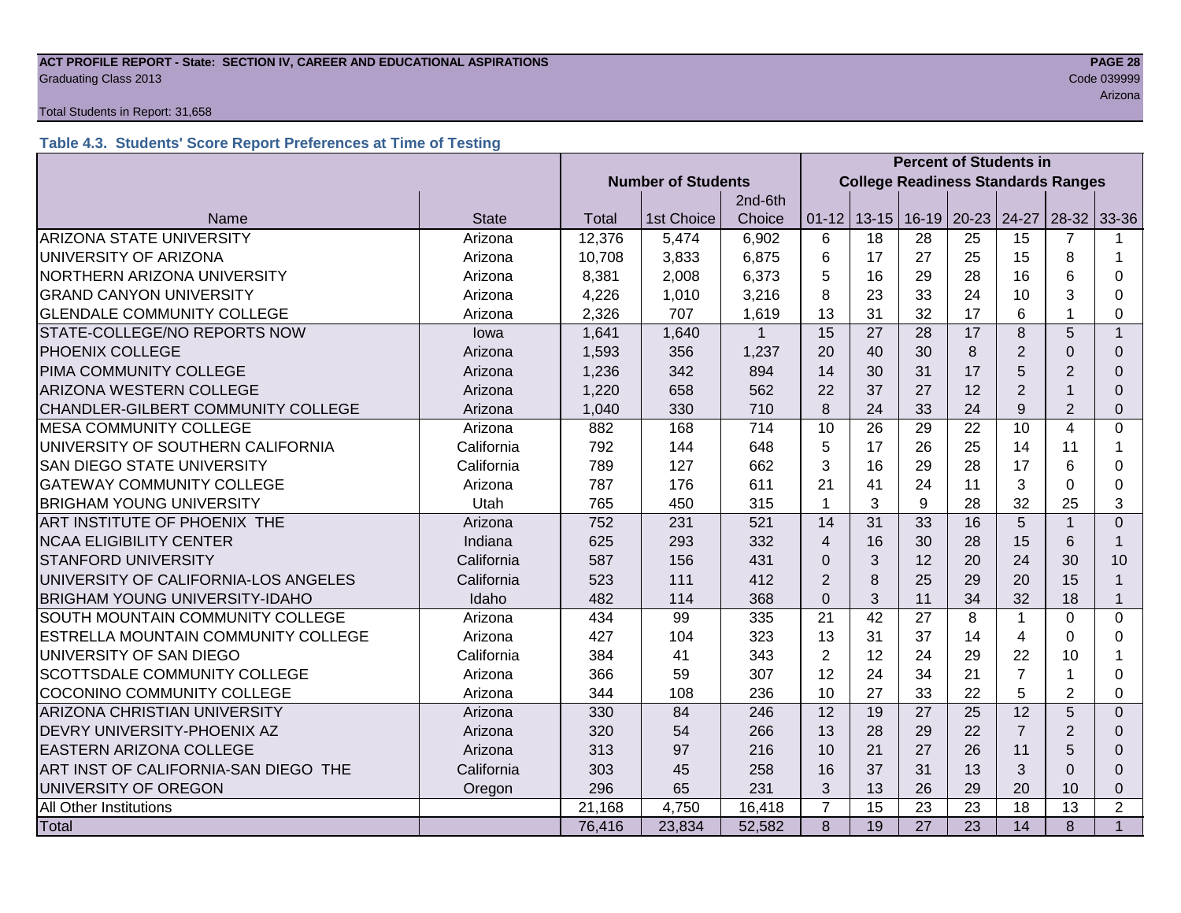ACT PROFILE REPORT - State: SECTION IV, CAREER AND EDUCATIONAL ASPIRATIONS
Graduating Class 2013
Code 039999
Arizona

Total Students in Report: 31,658

### Table 4.3. Students' Score Report Preferences at Time of Testing

| | | Number of Students | | | Percent of Students in College Readiness Standards Ranges | | | | | | |
|---|---|---|---|---|---|---|---|---|---|---|---|
| Name | State | Total | 1st Choice | 2nd-6th Choice | 01-12 | 13-15 | 16-19 | 20-23 | 24-27 | 28-32 | 33-36 |
| ARIZONA STATE UNIVERSITY | Arizona | 12,376 | 5,474 | 6,902 | 6 | 18 | 28 | 25 | 15 | 7 | 1 |
| UNIVERSITY OF ARIZONA | Arizona | 10,708 | 3,833 | 6,875 | 6 | 17 | 27 | 25 | 15 | 8 | 1 |
| NORTHERN ARIZONA UNIVERSITY | Arizona | 8,381 | 2,008 | 6,373 | 5 | 16 | 29 | 28 | 16 | 6 | 0 |
| GRAND CANYON UNIVERSITY | Arizona | 4,226 | 1,010 | 3,216 | 8 | 23 | 33 | 24 | 10 | 3 | 0 |
| GLENDALE COMMUNITY COLLEGE | Arizona | 2,326 | 707 | 1,619 | 13 | 31 | 32 | 17 | 6 | 1 | 0 |
| STATE-COLLEGE/NO REPORTS NOW | Iowa | 1,641 | 1,640 | 1 | 15 | 27 | 28 | 17 | 8 | 5 | 1 |
| PHOENIX COLLEGE | Arizona | 1,593 | 356 | 1,237 | 20 | 40 | 30 | 8 | 2 | 0 | 0 |
| PIMA COMMUNITY COLLEGE | Arizona | 1,236 | 342 | 894 | 14 | 30 | 31 | 17 | 5 | 2 | 0 |
| ARIZONA WESTERN COLLEGE | Arizona | 1,220 | 658 | 562 | 22 | 37 | 27 | 12 | 2 | 1 | 0 |
| CHANDLER-GILBERT COMMUNITY COLLEGE | Arizona | 1,040 | 330 | 710 | 8 | 24 | 33 | 24 | 9 | 2 | 0 |
| MESA COMMUNITY COLLEGE | Arizona | 882 | 168 | 714 | 10 | 26 | 29 | 22 | 10 | 4 | 0 |
| UNIVERSITY OF SOUTHERN CALIFORNIA | California | 792 | 144 | 648 | 5 | 17 | 26 | 25 | 14 | 11 | 1 |
| SAN DIEGO STATE UNIVERSITY | California | 789 | 127 | 662 | 3 | 16 | 29 | 28 | 17 | 6 | 0 |
| GATEWAY COMMUNITY COLLEGE | Arizona | 787 | 176 | 611 | 21 | 41 | 24 | 11 | 3 | 0 | 0 |
| BRIGHAM YOUNG UNIVERSITY | Utah | 765 | 450 | 315 | 1 | 3 | 9 | 28 | 32 | 25 | 3 |
| ART INSTITUTE OF PHOENIX THE | Arizona | 752 | 231 | 521 | 14 | 31 | 33 | 16 | 5 | 1 | 0 |
| NCAA ELIGIBILITY CENTER | Indiana | 625 | 293 | 332 | 4 | 16 | 30 | 28 | 15 | 6 | 1 |
| STANFORD UNIVERSITY | California | 587 | 156 | 431 | 0 | 3 | 12 | 20 | 24 | 30 | 10 |
| UNIVERSITY OF CALIFORNIA-LOS ANGELES | California | 523 | 111 | 412 | 2 | 8 | 25 | 29 | 20 | 15 | 1 |
| BRIGHAM YOUNG UNIVERSITY-IDAHO | Idaho | 482 | 114 | 368 | 0 | 3 | 11 | 34 | 32 | 18 | 1 |
| SOUTH MOUNTAIN COMMUNITY COLLEGE | Arizona | 434 | 99 | 335 | 21 | 42 | 27 | 8 | 1 | 0 | 0 |
| ESTRELLA MOUNTAIN COMMUNITY COLLEGE | Arizona | 427 | 104 | 323 | 13 | 31 | 37 | 14 | 4 | 0 | 0 |
| UNIVERSITY OF SAN DIEGO | California | 384 | 41 | 343 | 2 | 12 | 24 | 29 | 22 | 10 | 1 |
| SCOTTSDALE COMMUNITY COLLEGE | Arizona | 366 | 59 | 307 | 12 | 24 | 34 | 21 | 7 | 1 | 0 |
| COCONINO COMMUNITY COLLEGE | Arizona | 344 | 108 | 236 | 10 | 27 | 33 | 22 | 5 | 2 | 0 |
| ARIZONA CHRISTIAN UNIVERSITY | Arizona | 330 | 84 | 246 | 12 | 19 | 27 | 25 | 12 | 5 | 0 |
| DEVRY UNIVERSITY-PHOENIX AZ | Arizona | 320 | 54 | 266 | 13 | 28 | 29 | 22 | 7 | 2 | 0 |
| EASTERN ARIZONA COLLEGE | Arizona | 313 | 97 | 216 | 10 | 21 | 27 | 26 | 11 | 5 | 0 |
| ART INST OF CALIFORNIA-SAN DIEGO THE | California | 303 | 45 | 258 | 16 | 37 | 31 | 13 | 3 | 0 | 0 |
| UNIVERSITY OF OREGON | Oregon | 296 | 65 | 231 | 3 | 13 | 26 | 29 | 20 | 10 | 0 |
| All Other Institutions | | 21,168 | 4,750 | 16,418 | 7 | 15 | 23 | 23 | 18 | 13 | 2 |
| Total | | 76,416 | 23,834 | 52,582 | 8 | 19 | 27 | 23 | 14 | 8 | 1 |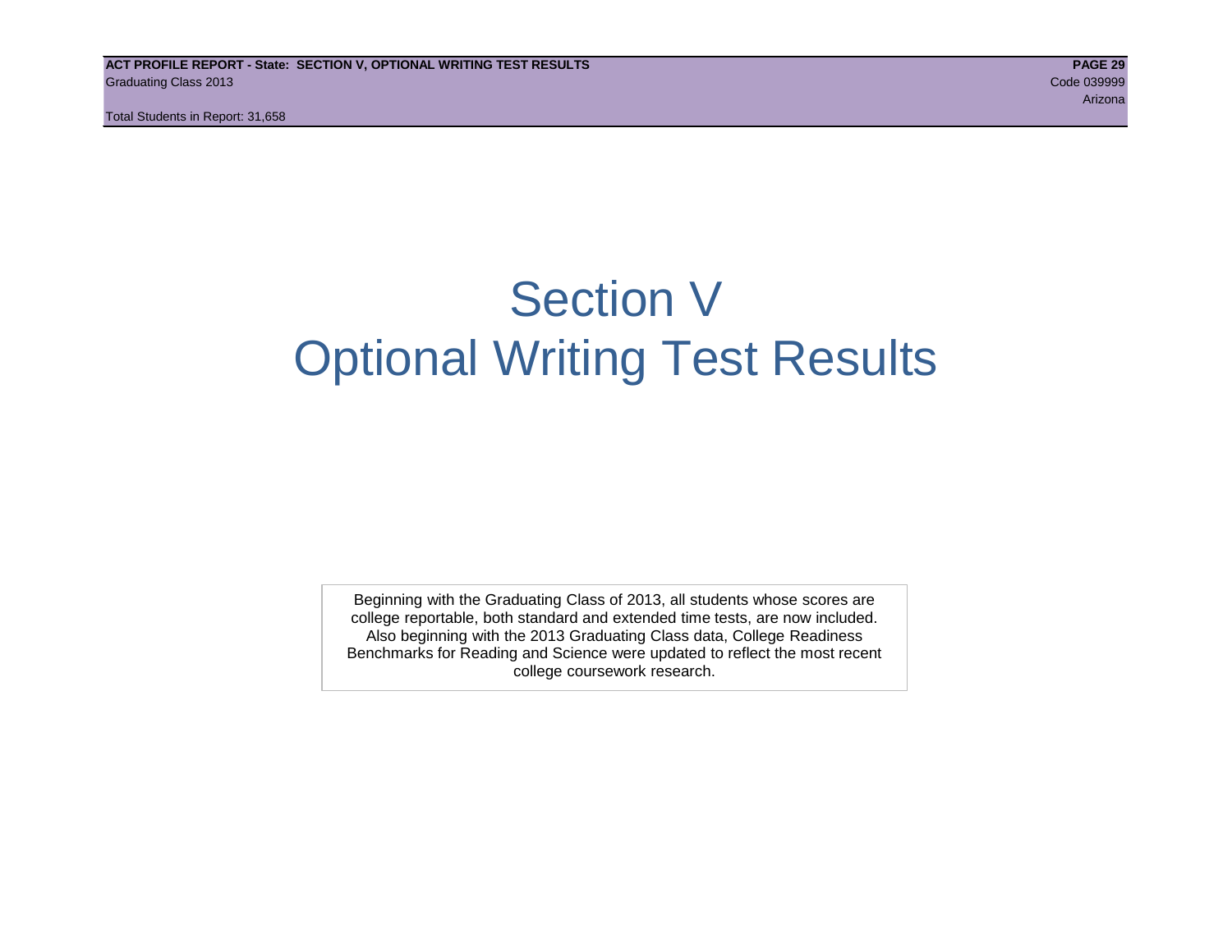# Section V
# Optional Writing Test Results

Beginning with the Graduating Class of 2013, all students whose scores are college reportable, both standard and extended time tests, are now included. Also beginning with the 2013 Graduating Class data, College Readiness Benchmarks for Reading and Science were updated to reflect the most recent college coursework research.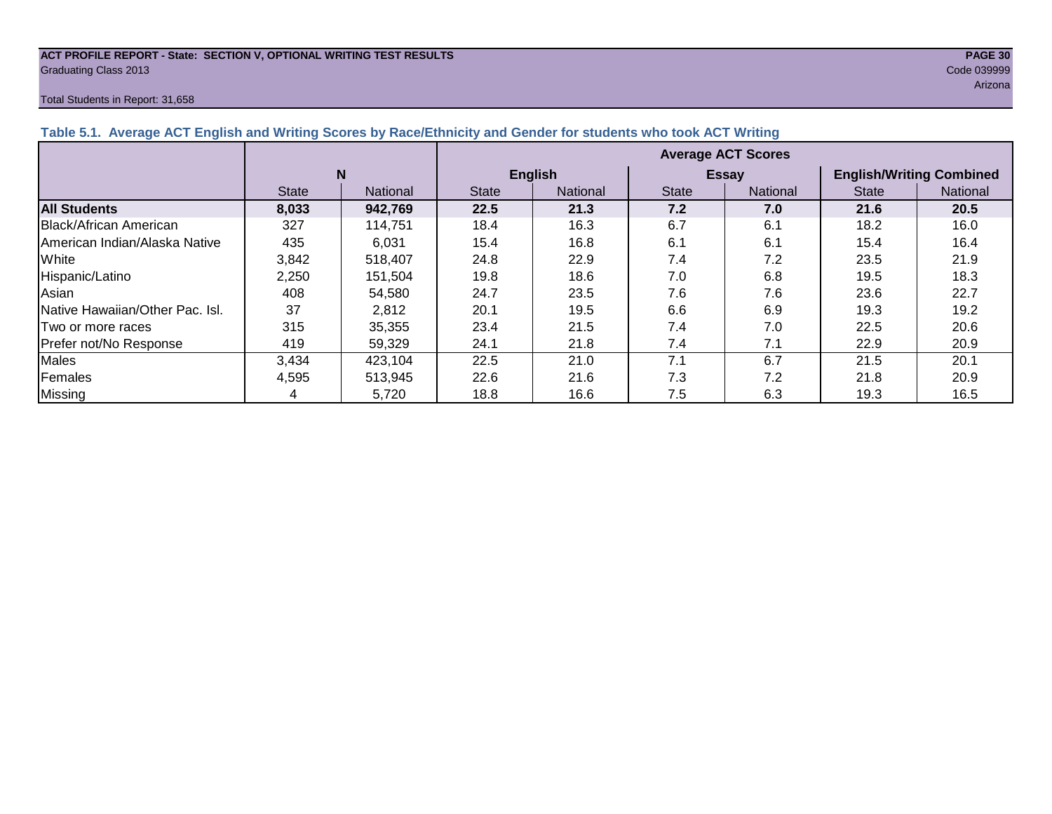**ACT PROFILE REPORT - State: SECTION V, OPTIONAL WRITING TEST RESULTS**
Graduating Class 2013

Code 039999
Arizona

Total Students in Report: 31,658

### Table 5.1. Average ACT English and Writing Scores by Race/Ethnicity and Gender for students who took ACT Writing

| | N | | Average ACT Scores | | | | | |
|---|---|---|---|---|---|---|---|---|
| | | | English | | Essay | | English/Writing Combined | |
| | State | National | State | National | State | National | State | National |
| **All Students** | **8,033** | **942,769** | **22.5** | **21.3** | **7.2** | **7.0** | **21.6** | **20.5** |
| Black/African American | 327 | 114,751 | 18.4 | 16.3 | 6.7 | 6.1 | 18.2 | 16.0 |
| American Indian/Alaska Native | 435 | 6,031 | 15.4 | 16.8 | 6.1 | 6.1 | 15.4 | 16.4 |
| White | 3,842 | 518,407 | 24.8 | 22.9 | 7.4 | 7.2 | 23.5 | 21.9 |
| Hispanic/Latino | 2,250 | 151,504 | 19.8 | 18.6 | 7.0 | 6.8 | 19.5 | 18.3 |
| Asian | 408 | 54,580 | 24.7 | 23.5 | 7.6 | 7.6 | 23.6 | 22.7 |
| Native Hawaiian/Other Pac. Isl. | 37 | 2,812 | 20.1 | 19.5 | 6.6 | 6.9 | 19.3 | 19.2 |
| Two or more races | 315 | 35,355 | 23.4 | 21.5 | 7.4 | 7.0 | 22.5 | 20.6 |
| Prefer not/No Response | 419 | 59,329 | 24.1 | 21.8 | 7.4 | 7.1 | 22.9 | 20.9 |
| Males | 3,434 | 423,104 | 22.5 | 21.0 | 7.1 | 6.7 | 21.5 | 20.1 |
| Females | 4,595 | 513,945 | 22.6 | 21.6 | 7.3 | 7.2 | 21.8 | 20.9 |
| Missing | 4 | 5,720 | 18.8 | 16.6 | 7.5 | 6.3 | 19.3 | 16.5 |